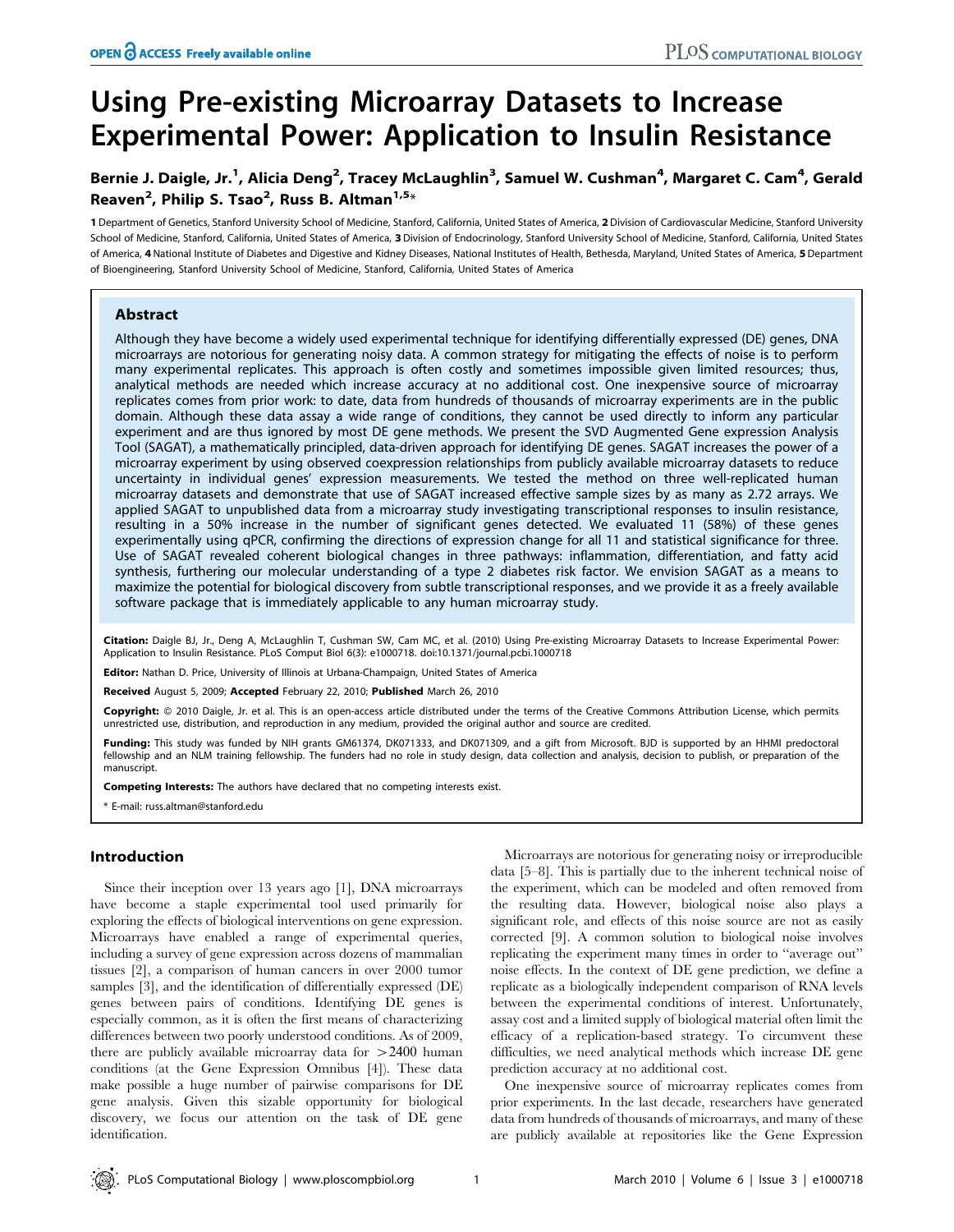# Using Pre-existing Microarray Datasets to Increase Experimental Power: Application to Insulin Resistance

**Bernie J. Daigle, Jr.[1], Alicia Deng[2], Tracey McLaughlin[3], Samuel W. Cushman[4], Margaret C. Cam[4], Gerald Reaven[2], Philip S. Tsao[2], Russ B. Altman[1,5]***

**1** Department of Genetics, Stanford University School of Medicine, Stanford, California, United States of America, **2** Division of Cardiovascular Medicine, Stanford University School of Medicine, Stanford, California, United States of America, **3** Division of Endocrinology, Stanford University School of Medicine, Stanford, California, United States of America, **4** National Institute of Diabetes and Digestive and Kidney Diseases, National Institutes of Health, Bethesda, Maryland, United States of America, **5** Department of Bioengineering, Stanford University School of Medicine, Stanford, California, United States of America

## Abstract

Although they have become a widely used experimental technique for identifying differentially expressed (DE) genes, DNA microarrays are notorious for generating noisy data. A common strategy for mitigating the effects of noise is to perform many experimental replicates. This approach is often costly and sometimes impossible given limited resources; thus, analytical methods are needed which increase accuracy at no additional cost. One inexpensive source of microarray replicates comes from prior work: to date, data from hundreds of thousands of microarray experiments are in the public domain. Although these data assay a wide range of conditions, they cannot be used directly to inform any particular experiment and are thus ignored by most DE gene methods. We present the SVD Augmented Gene expression Analysis Tool (SAGAT), a mathematically principled, data-driven approach for identifying DE genes. SAGAT increases the power of a microarray experiment by using observed coexpression relationships from publicly available microarray datasets to reduce uncertainty in individual genes' expression measurements. We tested the method on three well-replicated human microarray datasets and demonstrate that use of SAGAT increased effective sample sizes by as many as 2.72 arrays. We applied SAGAT to unpublished data from a microarray study investigating transcriptional responses to insulin resistance, resulting in a 50% increase in the number of significant genes detected. We evaluated 11 (58%) of these genes experimentally using qPCR, confirming the directions of expression change for all 11 and statistical significance for three. Use of SAGAT revealed coherent biological changes in three pathways: inflammation, differentiation, and fatty acid synthesis, furthering our molecular understanding of a type 2 diabetes risk factor. We envision SAGAT as a means to maximize the potential for biological discovery from subtle transcriptional responses, and we provide it as a freely available software package that is immediately applicable to any human microarray study.

**Citation:** Daigle BJ, Jr., Deng A, McLaughlin T, Cushman SW, Cam MC, et al. (2010) Using Pre-existing Microarray Datasets to Increase Experimental Power: Application to Insulin Resistance. PLoS Comput Biol 6(3): e1000718. doi:10.1371/journal.pcbi.1000718

**Editor:** Nathan D. Price, University of Illinois at Urbana-Champaign, United States of America

**Received** August 5, 2009; **Accepted** February 22, 2010; **Published** March 26, 2010

**Copyright:** © 2010 Daigle, Jr. et al. This is an open-access article distributed under the terms of the Creative Commons Attribution License, which permits unrestricted use, distribution, and reproduction in any medium, provided the original author and source are credited.

**Funding:** This study was funded by NIH grants GM61374, DK071333, and DK071309, and a gift from Microsoft. BJD is supported by an HHMI predoctoral fellowship and an NLM training fellowship. The funders had no role in study design, data collection and analysis, decision to publish, or preparation of the manuscript.

**Competing Interests:** The authors have declared that no competing interests exist.

* E-mail: russ.altman@stanford.edu

## Introduction

Since their inception over 13 years ago [1], DNA microarrays have become a staple experimental tool used primarily for exploring the effects of biological interventions on gene expression. Microarrays have enabled a range of experimental queries, including a survey of gene expression across dozens of mammalian tissues [2], a comparison of human cancers in over 2000 tumor samples [3], and the identification of differentially expressed (DE) genes between pairs of conditions. Identifying DE genes is especially common, as it is often the first means of characterizing differences between two poorly understood conditions. As of 2009, there are publicly available microarray data for >2400 human conditions (at the Gene Expression Omnibus [4]). These data make possible a huge number of pairwise comparisons for DE gene analysis. Given this sizable opportunity for biological discovery, we focus our attention on the task of DE gene identification.

Microarrays are notorious for generating noisy or irreproducible data [5–8]. This is partially due to the inherent technical noise of the experiment, which can be modeled and often removed from the resulting data. However, biological noise also plays a significant role, and effects of this noise source are not as easily corrected [9]. A common solution to biological noise involves replicating the experiment many times in order to "average out" noise effects. In the context of DE gene prediction, we define a replicate as a biologically independent comparison of RNA levels between the experimental conditions of interest. Unfortunately, assay cost and a limited supply of biological material often limit the efficacy of a replication-based strategy. To circumvent these difficulties, we need analytical methods which increase DE gene prediction accuracy at no additional cost.

One inexpensive source of microarray replicates comes from prior experiments. In the last decade, researchers have generated data from hundreds of thousands of microarrays, and many of these are publicly available at repositories like the Gene Expression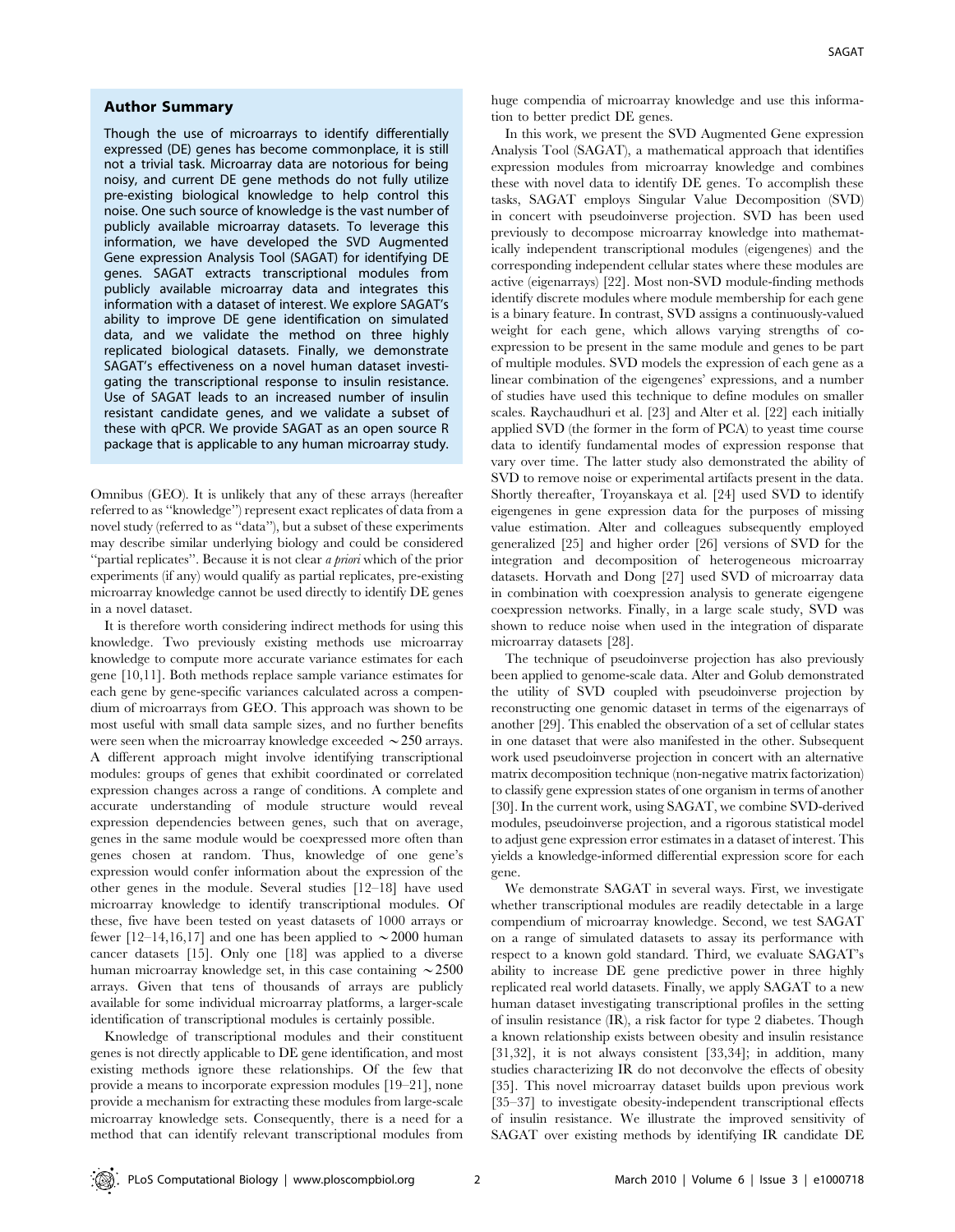## Author Summary

Though the use of microarrays to identify differentially expressed (DE) genes has become commonplace, it is still not a trivial task. Microarray data are notorious for being noisy, and current DE gene methods do not fully utilize pre-existing biological knowledge to help control this noise. One such source of knowledge is the vast number of publicly available microarray datasets. To leverage this information, we have developed the SVD Augmented Gene expression Analysis Tool (SAGAT) for identifying DE genes. SAGAT extracts transcriptional modules from publicly available microarray data and integrates this information with a dataset of interest. We explore SAGAT's ability to improve DE gene identification on simulated data, and we validate the method on three highly replicated biological datasets. Finally, we demonstrate SAGAT's effectiveness on a novel human dataset investigating the transcriptional response to insulin resistance. Use of SAGAT leads to an increased number of insulin resistant candidate genes, and we validate a subset of these with qPCR. We provide SAGAT as an open source R package that is applicable to any human microarray study.

Omnibus (GEO). It is unlikely that any of these arrays (hereafter referred to as "knowledge") represent exact replicates of data from a novel study (referred to as "data"), but a subset of these experiments may describe similar underlying biology and could be considered "partial replicates". Because it is not clear *a priori* which of the prior experiments (if any) would qualify as partial replicates, pre-existing microarray knowledge cannot be used directly to identify DE genes in a novel dataset.

It is therefore worth considering indirect methods for using this knowledge. Two previously existing methods use microarray knowledge to compute more accurate variance estimates for each gene [10,11]. Both methods replace sample variance estimates for each gene by gene-specific variances calculated across a compendium of microarrays from GEO. This approach was shown to be most useful with small data sample sizes, and no further benefits were seen when the microarray knowledge exceeded ~250 arrays. A different approach might involve identifying transcriptional modules: groups of genes that exhibit coordinated or correlated expression changes across a range of conditions. A complete and accurate understanding of module structure would reveal expression dependencies between genes, such that on average, genes in the same module would be coexpressed more often than genes chosen at random. Thus, knowledge of one gene's expression would confer information about the expression of the other genes in the module. Several studies [12–18] have used microarray knowledge to identify transcriptional modules. Of these, five have been tested on yeast datasets of 1000 arrays or fewer [12–14,16,17] and one has been applied to ~2000 human cancer datasets [15]. Only one [18] was applied to a diverse human microarray knowledge set, in this case containing ~2500 arrays. Given that tens of thousands of arrays are publicly available for some individual microarray platforms, a larger-scale identification of transcriptional modules is certainly possible.

Knowledge of transcriptional modules and their constituent genes is not directly applicable to DE gene identification, and most existing methods ignore these relationships. Of the few that provide a means to incorporate expression modules [19–21], none provide a mechanism for extracting these modules from large-scale microarray knowledge sets. Consequently, there is a need for a method that can identify relevant transcriptional modules from huge compendia of microarray knowledge and use this information to better predict DE genes.

In this work, we present the SVD Augmented Gene expression Analysis Tool (SAGAT), a mathematical approach that identifies expression modules from microarray knowledge and combines these with novel data to identify DE genes. To accomplish these tasks, SAGAT employs Singular Value Decomposition (SVD) in concert with pseudoinverse projection. SVD has been used previously to decompose microarray knowledge into mathematically independent transcriptional modules (eigengenes) and the corresponding independent cellular states where these modules are active (eigenarrays) [22]. Most non-SVD module-finding methods identify discrete modules where module membership for each gene is a binary feature. In contrast, SVD assigns a continuously-valued weight for each gene, which allows varying strengths of coexpression to be present in the same module and genes to be part of multiple modules. SVD models the expression of each gene as a linear combination of the eigengenes' expressions, and a number of studies have used this technique to define modules on smaller scales. Raychaudhuri et al. [23] and Alter et al. [22] each initially applied SVD (the former in the form of PCA) to yeast time course data to identify fundamental modes of expression response that vary over time. The latter study also demonstrated the ability of SVD to remove noise or experimental artifacts present in the data. Shortly thereafter, Troyanskaya et al. [24] used SVD to identify eigengenes in gene expression data for the purposes of missing value estimation. Alter and colleagues subsequently employed generalized [25] and higher order [26] versions of SVD for the integration and decomposition of heterogeneous microarray datasets. Horvath and Dong [27] used SVD of microarray data in combination with coexpression analysis to generate eigengene coexpression networks. Finally, in a large scale study, SVD was shown to reduce noise when used in the integration of disparate microarray datasets [28].

The technique of pseudoinverse projection has also previously been applied to genome-scale data. Alter and Golub demonstrated the utility of SVD coupled with pseudoinverse projection by reconstructing one genomic dataset in terms of the eigenarrays of another [29]. This enabled the observation of a set of cellular states in one dataset that were also manifested in the other. Subsequent work used pseudoinverse projection in concert with an alternative matrix decomposition technique (non-negative matrix factorization) to classify gene expression states of one organism in terms of another [30]. In the current work, using SAGAT, we combine SVD-derived modules, pseudoinverse projection, and a rigorous statistical model to adjust gene expression error estimates in a dataset of interest. This yields a knowledge-informed differential expression score for each gene.

We demonstrate SAGAT in several ways. First, we investigate whether transcriptional modules are readily detectable in a large compendium of microarray knowledge. Second, we test SAGAT on a range of simulated datasets to assay its performance with respect to a known gold standard. Third, we evaluate SAGAT's ability to increase DE gene predictive power in three highly replicated real world datasets. Finally, we apply SAGAT to a new human dataset investigating transcriptional profiles in the setting of insulin resistance (IR), a risk factor for type 2 diabetes. Though a known relationship exists between obesity and insulin resistance [31,32], it is not always consistent [33,34]; in addition, many studies characterizing IR do not deconvolve the effects of obesity [35]. This novel microarray dataset builds upon previous work [35–37] to investigate obesity-independent transcriptional effects of insulin resistance. We illustrate the improved sensitivity of SAGAT over existing methods by identifying IR candidate DE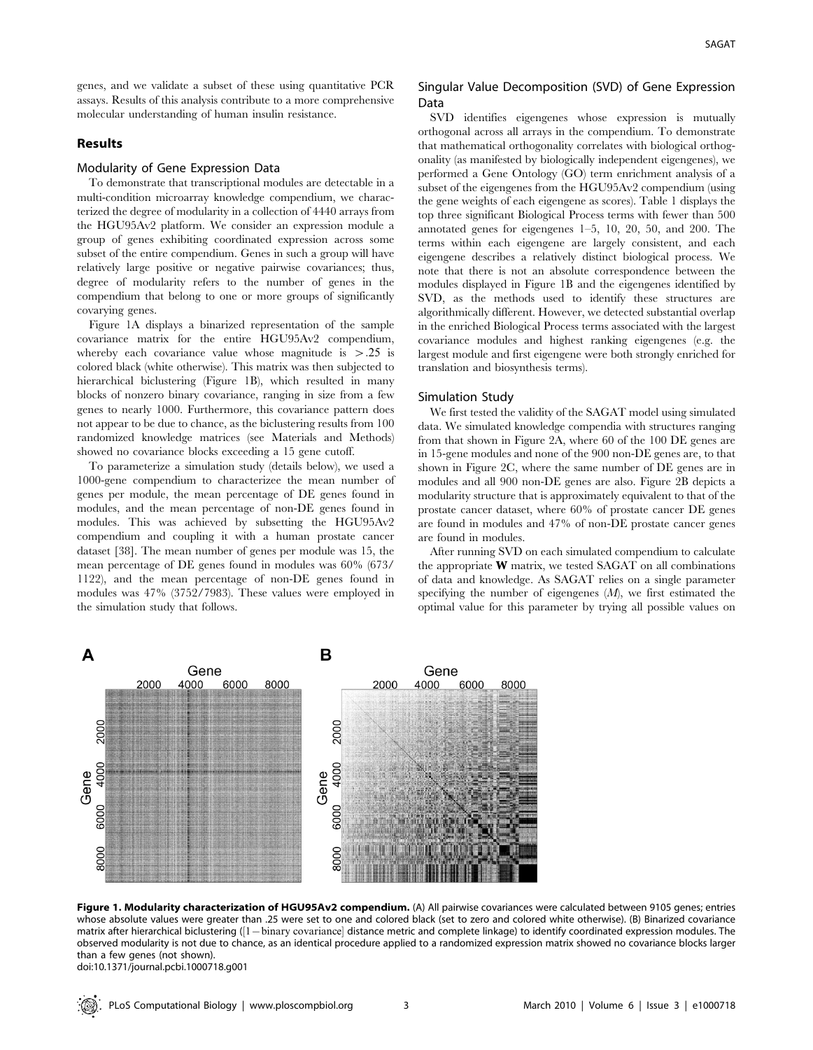genes, and we validate a subset of these using quantitative PCR assays. Results of this analysis contribute to a more comprehensive molecular understanding of human insulin resistance.

## Results

### Modularity of Gene Expression Data

To demonstrate that transcriptional modules are detectable in a multi-condition microarray knowledge compendium, we characterized the degree of modularity in a collection of 4440 arrays from the HGU95Av2 platform. We consider an expression module a group of genes exhibiting coordinated expression across some subset of the entire compendium. Genes in such a group will have relatively large positive or negative pairwise covariances; thus, degree of modularity refers to the number of genes in the compendium that belong to one or more groups of significantly covarying genes.

Figure 1A displays a binarized representation of the sample covariance matrix for the entire HGU95Av2 compendium, whereby each covariance value whose magnitude is $>.25$ is colored black (white otherwise). This matrix was then subjected to hierarchical biclustering (Figure 1B), which resulted in many blocks of nonzero binary covariance, ranging in size from a few genes to nearly 1000. Furthermore, this covariance pattern does not appear to be due to chance, as the biclustering results from 100 randomized knowledge matrices (see Materials and Methods) showed no covariance blocks exceeding a 15 gene cutoff.

To parameterize a simulation study (details below), we used a 1000-gene compendium to characterizee the mean number of genes per module, the mean percentage of DE genes found in modules, and the mean percentage of non-DE genes found in modules. This was achieved by subsetting the HGU95Av2 compendium and coupling it with a human prostate cancer dataset [38]. The mean number of genes per module was 15, the mean percentage of DE genes found in modules was 60% (673/1122), and the mean percentage of non-DE genes found in modules was 47% (3752/7983). These values were employed in the simulation study that follows.

### Singular Value Decomposition (SVD) of Gene Expression Data

SVD identifies eigengenes whose expression is mutually orthogonal across all arrays in the compendium. To demonstrate that mathematical orthogonality correlates with biological orthogonality (as manifested by biologically independent eigengenes), we performed a Gene Ontology (GO) term enrichment analysis of a subset of the eigengenes from the HGU95Av2 compendium (using the gene weights of each eigengene as scores). Table 1 displays the top three significant Biological Process terms with fewer than 500 annotated genes for eigengenes 1–5, 10, 20, 50, and 200. The terms within each eigengene are largely consistent, and each eigengene describes a relatively distinct biological process. We note that there is not an absolute correspondence between the modules displayed in Figure 1B and the eigengenes identified by SVD, as the methods used to identify these structures are algorithmically different. However, we detected substantial overlap in the enriched Biological Process terms associated with the largest covariance modules and highest ranking eigengenes (e.g. the largest module and first eigengene were both strongly enriched for translation and biosynthesis terms).

### Simulation Study

We first tested the validity of the SAGAT model using simulated data. We simulated knowledge compendia with structures ranging from that shown in Figure 2A, where 60 of the 100 DE genes are in 15-gene modules and none of the 900 non-DE genes are, to that shown in Figure 2C, where the same number of DE genes are in modules and all 900 non-DE genes are also. Figure 2B depicts a modularity structure that is approximately equivalent to that of the prostate cancer dataset, where 60% of prostate cancer DE genes are found in modules and 47% of non-DE prostate cancer genes are found in modules.

After running SVD on each simulated compendium to calculate the appropriate $\mathbf{W}$ matrix, we tested SAGAT on all combinations of data and knowledge. As SAGAT relies on a single parameter specifying the number of eigengenes ($M$), we first estimated the optimal value for this parameter by trying all possible values on

**Figure 1. Modularity characterization of HGU95Av2 compendium.** (A) All pairwise covariances were calculated between 9105 genes; entries whose absolute values were greater than .25 were set to one and colored black (set to zero and colored white otherwise). (B) Binarized covariance matrix after hierarchical biclustering ([1 − binary covariance] distance metric and complete linkage) to identify coordinated expression modules. The observed modularity is not due to chance, as an identical procedure applied to a randomized expression matrix showed no covariance blocks larger than a few genes (not shown).
doi:10.1371/journal.pcbi.1000718.g001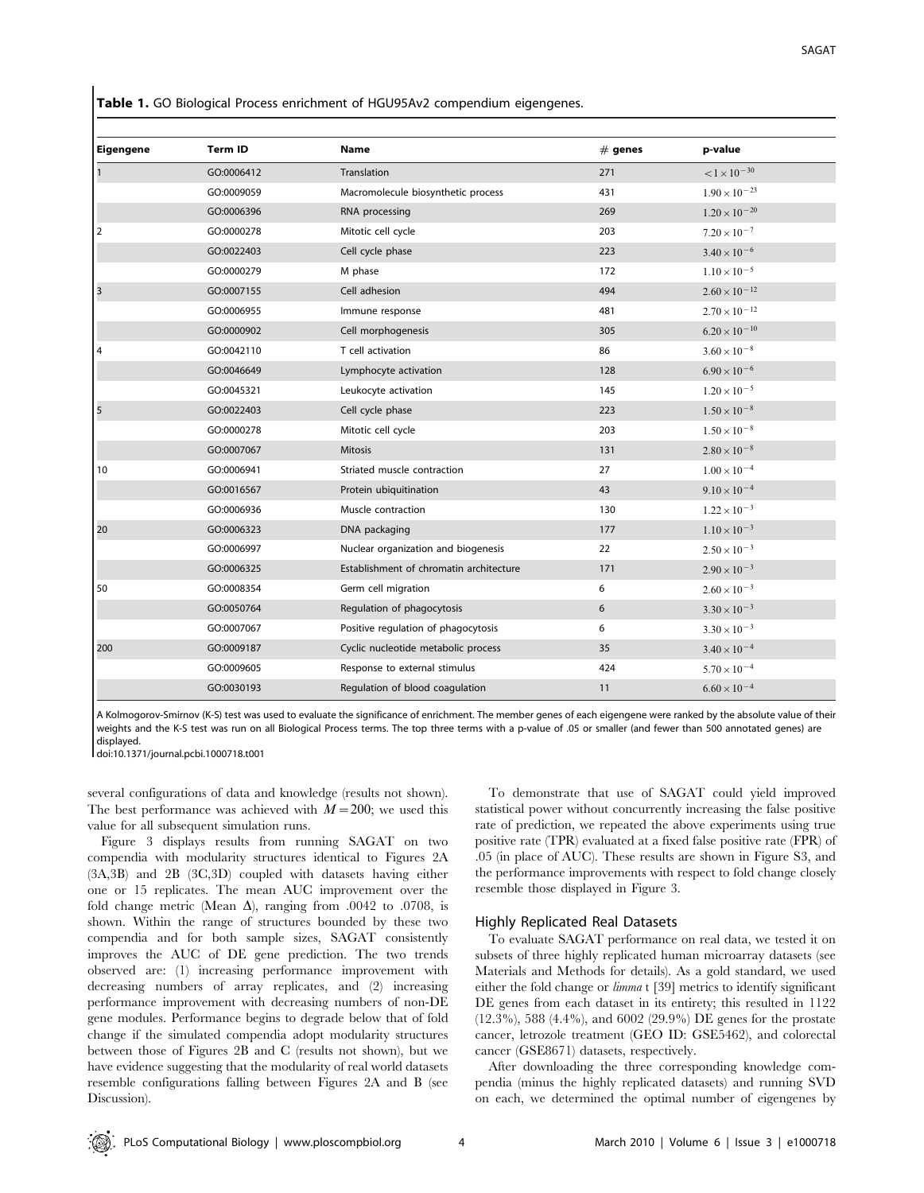**Table 1.** GO Biological Process enrichment of HGU95Av2 compendium eigengenes.

| Eigengene | Term ID | Name | # genes | p-value |
|---|---|---|---|---|
| 1 | GO:0006412 | Translation | 271 | $<1\times10^{-30}$ |
| | GO:0009059 | Macromolecule biosynthetic process | 431 | $1.90\times10^{-23}$ |
| | GO:0006396 | RNA processing | 269 | $1.20\times10^{-20}$ |
| 2 | GO:0000278 | Mitotic cell cycle | 203 | $7.20\times10^{-7}$ |
| | GO:0022403 | Cell cycle phase | 223 | $3.40\times10^{-6}$ |
| | GO:0000279 | M phase | 172 | $1.10\times10^{-5}$ |
| 3 | GO:0007155 | Cell adhesion | 494 | $2.60\times10^{-12}$ |
| | GO:0006955 | Immune response | 481 | $2.70\times10^{-12}$ |
| | GO:0000902 | Cell morphogenesis | 305 | $6.20\times10^{-10}$ |
| 4 | GO:0042110 | T cell activation | 86 | $3.60\times10^{-8}$ |
| | GO:0046649 | Lymphocyte activation | 128 | $6.90\times10^{-6}$ |
| | GO:0045321 | Leukocyte activation | 145 | $1.20\times10^{-5}$ |
| 5 | GO:0022403 | Cell cycle phase | 223 | $1.50\times10^{-8}$ |
| | GO:0000278 | Mitotic cell cycle | 203 | $1.50\times10^{-8}$ |
| | GO:0007067 | Mitosis | 131 | $2.80\times10^{-8}$ |
| 10 | GO:0006941 | Striated muscle contraction | 27 | $1.00\times10^{-4}$ |
| | GO:0016567 | Protein ubiquitination | 43 | $9.10\times10^{-4}$ |
| | GO:0006936 | Muscle contraction | 130 | $1.22\times10^{-3}$ |
| 20 | GO:0006323 | DNA packaging | 177 | $1.10\times10^{-3}$ |
| | GO:0006997 | Nuclear organization and biogenesis | 22 | $2.50\times10^{-3}$ |
| | GO:0006325 | Establishment of chromatin architecture | 171 | $2.90\times10^{-3}$ |
| 50 | GO:0008354 | Germ cell migration | 6 | $2.60\times10^{-3}$ |
| | GO:0050764 | Regulation of phagocytosis | 6 | $3.30\times10^{-3}$ |
| | GO:0007067 | Positive regulation of phagocytosis | 6 | $3.30\times10^{-3}$ |
| 200 | GO:0009187 | Cyclic nucleotide metabolic process | 35 | $3.40\times10^{-4}$ |
| | GO:0009605 | Response to external stimulus | 424 | $5.70\times10^{-4}$ |
| | GO:0030193 | Regulation of blood coagulation | 11 | $6.60\times10^{-4}$ |

A Kolmogorov-Smirnov (K-S) test was used to evaluate the significance of enrichment. The member genes of each eigengene were ranked by the absolute value of their weights and the K-S test was run on all Biological Process terms. The top three terms with a p-value of .05 or smaller (and fewer than 500 annotated genes) are displayed.

doi:10.1371/journal.pcbi.1000718.t001

several configurations of data and knowledge (results not shown). The best performance was achieved with $M = 200$; we used this value for all subsequent simulation runs.

Figure 3 displays results from running SAGAT on two compendia with modularity structures identical to Figures 2A (3A,3B) and 2B (3C,3D) coupled with datasets having either one or 15 replicates. The mean AUC improvement over the fold change metric (Mean $\Delta$), ranging from .0042 to .0708, is shown. Within the range of structures bounded by these two compendia and for both sample sizes, SAGAT consistently improves the AUC of DE gene prediction. The two trends observed are: (1) increasing performance improvement with decreasing numbers of array replicates, and (2) increasing performance improvement with decreasing numbers of non-DE gene modules. Performance begins to degrade below that of fold change if the simulated compendia adopt modularity structures between those of Figures 2B and C (results not shown), but we have evidence suggesting that the modularity of real world datasets resemble configurations falling between Figures 2A and B (see Discussion).

To demonstrate that use of SAGAT could yield improved statistical power without concurrently increasing the false positive rate of prediction, we repeated the above experiments using true positive rate (TPR) evaluated at a fixed false positive rate (FPR) of .05 (in place of AUC). These results are shown in Figure S3, and the performance improvements with respect to fold change closely resemble those displayed in Figure 3.

## Highly Replicated Real Datasets

To evaluate SAGAT performance on real data, we tested it on subsets of three highly replicated human microarray datasets (see Materials and Methods for details). As a gold standard, we used either the fold change or *limma* t [39] metrics to identify significant DE genes from each dataset in its entirety; this resulted in 1122 (12.3%), 588 (4.4%), and 6002 (29.9%) DE genes for the prostate cancer, letrozole treatment (GEO ID: GSE5462), and colorectal cancer (GSE8671) datasets, respectively.

After downloading the three corresponding knowledge compendia (minus the highly replicated datasets) and running SVD on each, we determined the optimal number of eigengenes by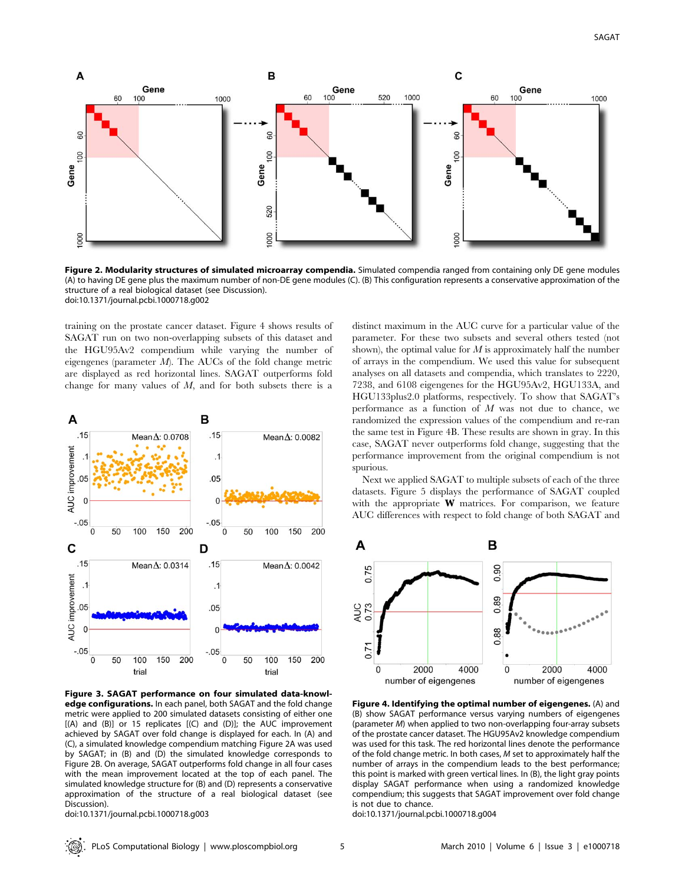**Figure 2. Modularity structures of simulated microarray compendia.** Simulated compendia ranged from containing only DE gene modules (A) to having DE gene plus the maximum number of non-DE gene modules (C). (B) This configuration represents a conservative approximation of the structure of a real biological dataset (see Discussion).
doi:10.1371/journal.pcbi.1000718.g002

training on the prostate cancer dataset. Figure 4 shows results of SAGAT run on two non-overlapping subsets of this dataset and the HGU95Av2 compendium while varying the number of eigengenes (parameter $M$). The AUCs of the fold change metric are displayed as red horizontal lines. SAGAT outperforms fold change for many values of $M$, and for both subsets there is a distinct maximum in the AUC curve for a particular value of the parameter. For these two subsets and several others tested (not shown), the optimal value for $M$ is approximately half the number of arrays in the compendium. We used this value for subsequent analyses on all datasets and compendia, which translates to 2220, 7238, and 6108 eigengenes for the HGU95Av2, HGU133A, and HGU133plus2.0 platforms, respectively. To show that SAGAT's performance as a function of $M$ was not due to chance, we randomized the expression values of the compendium and re-ran the same test in Figure 4B. These results are shown in gray. In this case, SAGAT never outperforms fold change, suggesting that the performance improvement from the original compendium is not spurious.

Next we applied SAGAT to multiple subsets of each of the three datasets. Figure 5 displays the performance of SAGAT coupled with the appropriate $\mathbf{W}$ matrices. For comparison, we feature AUC differences with respect to fold change of both SAGAT and

**Figure 3. SAGAT performance on four simulated data-knowledge configurations.** In each panel, both SAGAT and the fold change metric were applied to 200 simulated datasets consisting of either one [(A) and (B)] or 15 replicates [(C) and (D)]; the AUC improvement achieved by SAGAT over fold change is displayed for each. In (A) and (C), a simulated knowledge compendium matching Figure 2A was used by SAGAT; in (B) and (D) the simulated knowledge corresponds to Figure 2B. On average, SAGAT outperforms fold change in all four cases with the mean improvement located at the top of each panel. The simulated knowledge structure for (B) and (D) represents a conservative approximation of the structure of a real biological dataset (see Discussion).
doi:10.1371/journal.pcbi.1000718.g003

**Figure 4. Identifying the optimal number of eigengenes.** (A) and (B) show SAGAT performance versus varying numbers of eigengenes (parameter $M$) when applied to two non-overlapping four-array subsets of the prostate cancer dataset. The HGU95Av2 knowledge compendium was used for this task. The red horizontal lines denote the performance of the fold change metric. In both cases, $M$ set to approximately half the number of arrays in the compendium leads to the best performance; this point is marked with green vertical lines. In (B), the light gray points display SAGAT performance when using a randomized knowledge compendium; this suggests that SAGAT improvement over fold change is not due to chance.
doi:10.1371/journal.pcbi.1000718.g004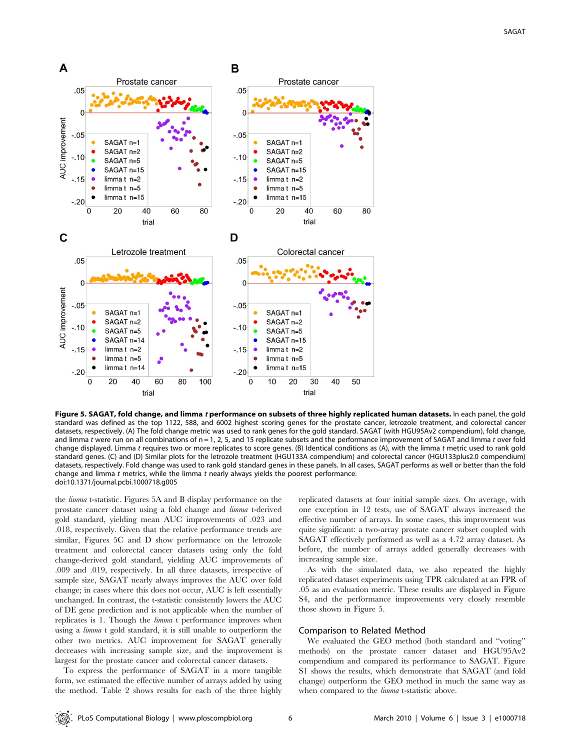**Figure 5. SAGAT, fold change, and limma *t* performance on subsets of three highly replicated human datasets.** In each panel, the gold standard was defined as the top 1122, 588, and 6002 highest scoring genes for the prostate cancer, letrozole treatment, and colorectal cancer datasets, respectively. (A) The fold change metric was used to rank genes for the gold standard. SAGAT (with HGU95Av2 compendium), fold change, and limma *t* were run on all combinations of n = 1, 2, 5, and 15 replicate subsets and the performance improvement of SAGAT and limma *t* over fold change displayed. Limma *t* requires two or more replicates to score genes. (B) Identical conditions as (A), with the limma *t* metric used to rank gold standard genes. (C) and (D) Similar plots for the letrozole treatment (HGU133A compendium) and colorectal cancer (HGU133plus2.0 compendium) datasets, respectively. Fold change was used to rank gold standard genes in these panels. In all cases, SAGAT performs as well or better than the fold change and limma *t* metrics, while the limma *t* nearly always yields the poorest performance.
doi:10.1371/journal.pcbi.1000718.g005

the *limma* t-statistic. Figures 5A and B display performance on the prostate cancer dataset using a fold change and *limma* t-derived gold standard, yielding mean AUC improvements of .023 and .018, respectively. Given that the relative performance trends are similar, Figures 5C and D show performance on the letrozole treatment and colorectal cancer datasets using only the fold change-derived gold standard, yielding AUC improvements of .009 and .019, respectively. In all three datasets, irrespective of sample size, SAGAT nearly always improves the AUC over fold change; in cases where this does not occur, AUC is left essentially unchanged. In contrast, the t-statistic consistently lowers the AUC of DE gene prediction and is not applicable when the number of replicates is 1. Though the *limma* t performance improves when using a *limma* t gold standard, it is still unable to outperform the other two metrics. AUC improvement for SAGAT generally decreases with increasing sample size, and the improvement is largest for the prostate cancer and colorectal cancer datasets.

To express the performance of SAGAT in a more tangible form, we estimated the effective number of arrays added by using the method. Table 2 shows results for each of the three highly replicated datasets at four initial sample sizes. On average, with one exception in 12 tests, use of SAGAT always increased the effective number of arrays. In some cases, this improvement was quite significant: a two-array prostate cancer subset coupled with SAGAT effectively performed as well as a 4.72 array dataset. As before, the number of arrays added generally decreases with increasing sample size.

As with the simulated data, we also repeated the highly replicated dataset experiments using TPR calculated at an FPR of .05 as an evaluation metric. These results are displayed in Figure S4, and the performance improvements very closely resemble those shown in Figure 5.

## Comparison to Related Method

We evaluated the GEO method (both standard and "voting" methods) on the prostate cancer dataset and HGU95Av2 compendium and compared its performance to SAGAT. Figure S1 shows the results, which demonstrate that SAGAT (and fold change) outperform the GEO method in much the same way as when compared to the *limma* t-statistic above.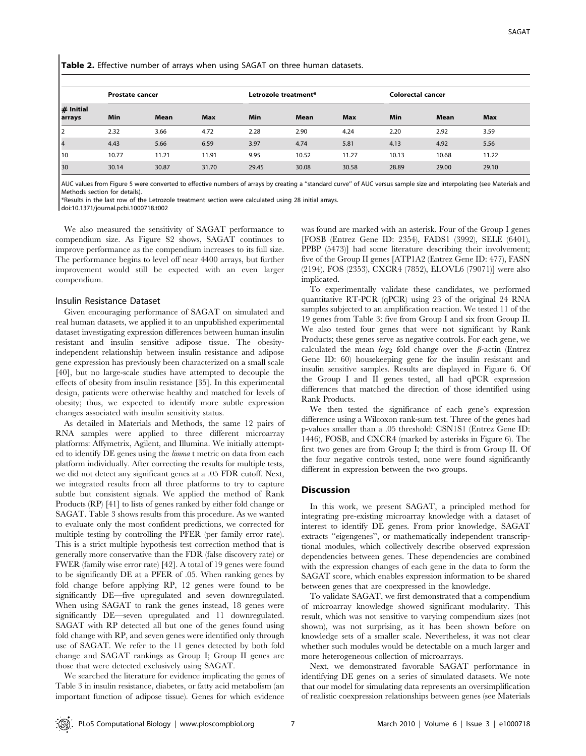**Table 2.** Effective number of arrays when using SAGAT on three human datasets.

| # Initial arrays | Prostate cancer | | | Letrozole treatment* | | | Colorectal cancer | | |
|---|---|---|---|---|---|---|---|---|---|
| | Min | Mean | Max | Min | Mean | Max | Min | Mean | Max |
| 2 | 2.32 | 3.66 | 4.72 | 2.28 | 2.90 | 4.24 | 2.20 | 2.92 | 3.59 |
| 4 | 4.43 | 5.66 | 6.59 | 3.97 | 4.74 | 5.81 | 4.13 | 4.92 | 5.56 |
| 10 | 10.77 | 11.21 | 11.91 | 9.95 | 10.52 | 11.27 | 10.13 | 10.68 | 11.22 |
| 30 | 30.14 | 30.87 | 31.70 | 29.45 | 30.08 | 30.58 | 28.89 | 29.00 | 29.10 |

AUC values from Figure 5 were converted to effective numbers of arrays by creating a "standard curve" of AUC versus sample size and interpolating (see Materials and Methods section for details).

*Results in the last row of the Letrozole treatment section were calculated using 28 initial arrays.

doi:10.1371/journal.pcbi.1000718.t002

We also measured the sensitivity of SAGAT performance to compendium size. As Figure S2 shows, SAGAT continues to improve performance as the compendium increases to its full size. The performance begins to level off near 4400 arrays, but further improvement would still be expected with an even larger compendium.

### Insulin Resistance Dataset

Given encouraging performance of SAGAT on simulated and real human datasets, we applied it to an unpublished experimental dataset investigating expression differences between human insulin resistant and insulin sensitive adipose tissue. The obesity-independent relationship between insulin resistance and adipose gene expression has previously been characterized on a small scale [40], but no large-scale studies have attempted to decouple the effects of obesity from insulin resistance [35]. In this experimental design, patients were otherwise healthy and matched for levels of obesity; thus, we expected to identify more subtle expression changes associated with insulin sensitivity status.

As detailed in Materials and Methods, the same 12 pairs of RNA samples were applied to three different microarray platforms: Affymetrix, Agilent, and Illumina. We initially attempted to identify DE genes using the *limma* t metric on data from each platform individually. After correcting the results for multiple tests, we did not detect any significant genes at a .05 FDR cutoff. Next, we integrated results from all three platforms to try to capture subtle but consistent signals. We applied the method of Rank Products (RP) [41] to lists of genes ranked by either fold change or SAGAT. Table 3 shows results from this procedure. As we wanted to evaluate only the most confident predictions, we corrected for multiple testing by controlling the PFER (per family error rate). This is a strict multiple hypothesis test correction method that is generally more conservative than the FDR (false discovery rate) or FWER (family wise error rate) [42]. A total of 19 genes were found to be significantly DE at a PFER of .05. When ranking genes by fold change before applying RP, 12 genes were found to be significantly DE—five upregulated and seven downregulated. When using SAGAT to rank the genes instead, 18 genes were significantly DE—seven upregulated and 11 downregulated. SAGAT with RP detected all but one of the genes found using fold change with RP, and seven genes were identified only through use of SAGAT. We refer to the 11 genes detected by both fold change and SAGAT rankings as Group I; Group II genes are those that were detected exclusively using SAGAT.

We searched the literature for evidence implicating the genes of Table 3 in insulin resistance, diabetes, or fatty acid metabolism (an important function of adipose tissue). Genes for which evidence was found are marked with an asterisk. Four of the Group I genes [FOSB (Entrez Gene ID: 2354), FADS1 (3992), SELE (6401), PPBP (5473)] had some literature describing their involvement; five of the Group II genes [ATP1A2 (Entrez Gene ID: 477), FASN (2194), FOS (2353), CXCR4 (7852), ELOVL6 (79071)] were also implicated.

To experimentally validate these candidates, we performed quantitative RT-PCR (qPCR) using 23 of the original 24 RNA samples subjected to an amplification reaction. We tested 11 of the 19 genes from Table 3: five from Group I and six from Group II. We also tested four genes that were not significant by Rank Products; these genes serve as negative controls. For each gene, we calculated the mean $log_2$ fold change over the $\beta$-actin (Entrez Gene ID: 60) housekeeping gene for the insulin resistant and insulin sensitive samples. Results are displayed in Figure 6. Of the Group I and II genes tested, all had qPCR expression differences that matched the direction of those identified using Rank Products.

We then tested the significance of each gene's expression difference using a Wilcoxon rank-sum test. Three of the genes had p-values smaller than a .05 threshold: CSN1S1 (Entrez Gene ID: 1446), FOSB, and CXCR4 (marked by asterisks in Figure 6). The first two genes are from Group I; the third is from Group II. Of the four negative controls tested, none were found significantly different in expression between the two groups.

## Discussion

In this work, we present SAGAT, a principled method for integrating pre-existing microarray knowledge with a dataset of interest to identify DE genes. From prior knowledge, SAGAT extracts "eigengenes", or mathematically independent transcriptional modules, which collectively describe observed expression dependencies between genes. These dependencies are combined with the expression changes of each gene in the data to form the SAGAT score, which enables expression information to be shared between genes that are coexpressed in the knowledge.

To validate SAGAT, we first demonstrated that a compendium of microarray knowledge showed significant modularity. This result, which was not sensitive to varying compendium sizes (not shown), was not surprising, as it has been shown before on knowledge sets of a smaller scale. Nevertheless, it was not clear whether such modules would be detectable on a much larger and more heterogeneous collection of microarrays.

Next, we demonstrated favorable SAGAT performance in identifying DE genes on a series of simulated datasets. We note that our model for simulating data represents an oversimplification of realistic coexpression relationships between genes (see Materials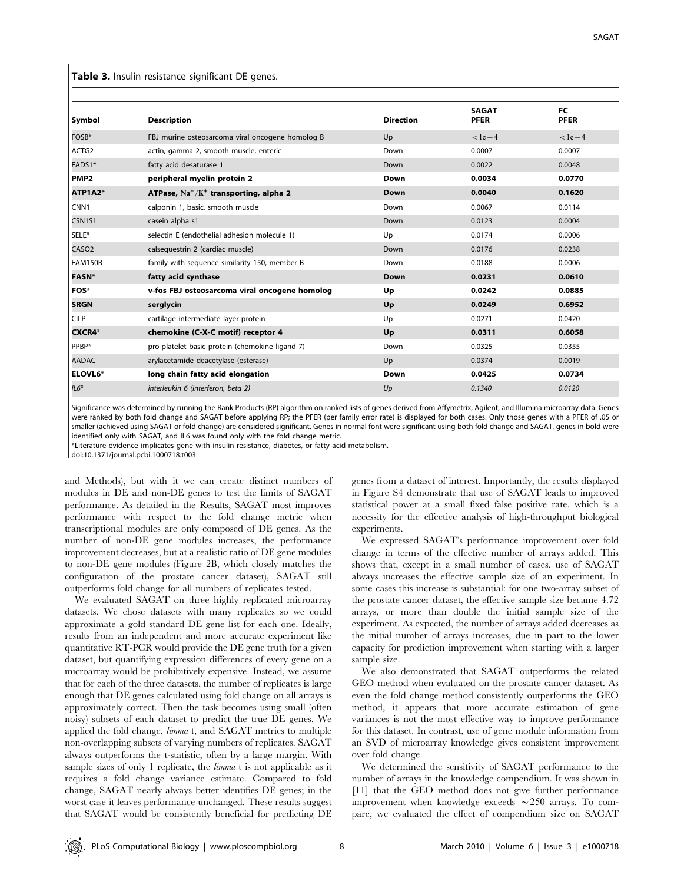**Table 3.** Insulin resistance significant DE genes.

| Symbol | Description | Direction | SAGAT PFER | FC PFER |
|---|---|---|---|---|
| FOSB* | FBJ murine osteosarcoma viral oncogene homolog B | Up | $<1e-4$ | $<1e-4$ |
| ACTG2 | actin, gamma 2, smooth muscle, enteric | Down | 0.0007 | 0.0007 |
| FADS1* | fatty acid desaturase 1 | Down | 0.0022 | 0.0048 |
| **PMP2** | **peripheral myelin protein 2** | **Down** | **0.0034** | **0.0770** |
| **ATP1A2*** | **ATPase, $Na^+/K^+$ transporting, alpha 2** | **Down** | **0.0040** | **0.1620** |
| CNN1 | calponin 1, basic, smooth muscle | Down | 0.0067 | 0.0114 |
| CSN1S1 | casein alpha s1 | Down | 0.0123 | 0.0004 |
| SELE* | selectin E (endothelial adhesion molecule 1) | Up | 0.0174 | 0.0006 |
| CASQ2 | calsequestrin 2 (cardiac muscle) | Down | 0.0176 | 0.0238 |
| FAM150B | family with sequence similarity 150, member B | Down | 0.0188 | 0.0006 |
| **FASN*** | **fatty acid synthase** | **Down** | **0.0231** | **0.0610** |
| **FOS*** | **v-fos FBJ osteosarcoma viral oncogene homolog** | **Up** | **0.0242** | **0.0885** |
| **SRGN** | **serglycin** | **Up** | **0.0249** | **0.6952** |
| CILP | cartilage intermediate layer protein | Up | 0.0271 | 0.0420 |
| **CXCR4*** | **chemokine (C-X-C motif) receptor 4** | **Up** | **0.0311** | **0.6058** |
| PPBP* | pro-platelet basic protein (chemokine ligand 7) | Down | 0.0325 | 0.0355 |
| AADAC | arylacetamide deacetylase (esterase) | Up | 0.0374 | 0.0019 |
| **ELOVL6*** | **long chain fatty acid elongation** | **Down** | **0.0425** | **0.0734** |
| *IL6** | *interleukin 6 (interferon, beta 2)* | *Up* | *0.1340* | *0.0120* |

Significance was determined by running the Rank Products (RP) algorithm on ranked lists of genes derived from Affymetrix, Agilent, and Illumina microarray data. Genes were ranked by both fold change and SAGAT before applying RP; the PFER (per family error rate) is displayed for both cases. Only those genes with a PFER of .05 or smaller (achieved using SAGAT or fold change) are considered significant. Genes in normal font were significant using both fold change and SAGAT, genes in bold were identified only with SAGAT, and IL6 was found only with the fold change metric.

*Literature evidence implicates gene with insulin resistance, diabetes, or fatty acid metabolism.

doi:10.1371/journal.pcbi.1000718.t003

and Methods), but with it we can create distinct numbers of modules in DE and non-DE genes to test the limits of SAGAT performance. As detailed in the Results, SAGAT most improves performance with respect to the fold change metric when transcriptional modules are only composed of DE genes. As the number of non-DE gene modules increases, the performance improvement decreases, but at a realistic ratio of DE gene modules to non-DE gene modules (Figure 2B, which closely matches the configuration of the prostate cancer dataset), SAGAT still outperforms fold change for all numbers of replicates tested.

We evaluated SAGAT on three highly replicated microarray datasets. We chose datasets with many replicates so we could approximate a gold standard DE gene list for each one. Ideally, results from an independent and more accurate experiment like quantitative RT-PCR would provide the DE gene truth for a given dataset, but quantifying expression differences of every gene on a microarray would be prohibitively expensive. Instead, we assume that for each of the three datasets, the number of replicates is large enough that DE genes calculated using fold change on all arrays is approximately correct. Then the task becomes using small (often noisy) subsets of each dataset to predict the true DE genes. We applied the fold change, *limma* t, and SAGAT metrics to multiple non-overlapping subsets of varying numbers of replicates. SAGAT always outperforms the t-statistic, often by a large margin. With sample sizes of only 1 replicate, the *limma* t is not applicable as it requires a fold change variance estimate. Compared to fold change, SAGAT nearly always better identifies DE genes; in the worst case it leaves performance unchanged. These results suggest that SAGAT would be consistently beneficial for predicting DE genes from a dataset of interest. Importantly, the results displayed in Figure S4 demonstrate that use of SAGAT leads to improved statistical power at a small fixed false positive rate, which is a necessity for the effective analysis of high-throughput biological experiments.

We expressed SAGAT's performance improvement over fold change in terms of the effective number of arrays added. This shows that, except in a small number of cases, use of SAGAT always increases the effective sample size of an experiment. In some cases this increase is substantial: for one two-array subset of the prostate cancer dataset, the effective sample size became 4.72 arrays, or more than double the initial sample size of the experiment. As expected, the number of arrays added decreases as the initial number of arrays increases, due in part to the lower capacity for prediction improvement when starting with a larger sample size.

We also demonstrated that SAGAT outperforms the related GEO method when evaluated on the prostate cancer dataset. As even the fold change method consistently outperforms the GEO method, it appears that more accurate estimation of gene variances is not the most effective way to improve performance for this dataset. In contrast, use of gene module information from an SVD of microarray knowledge gives consistent improvement over fold change.

We determined the sensitivity of SAGAT performance to the number of arrays in the knowledge compendium. It was shown in [11] that the GEO method does not give further performance improvement when knowledge exceeds $\sim 250$ arrays. To compare, we evaluated the effect of compendium size on SAGAT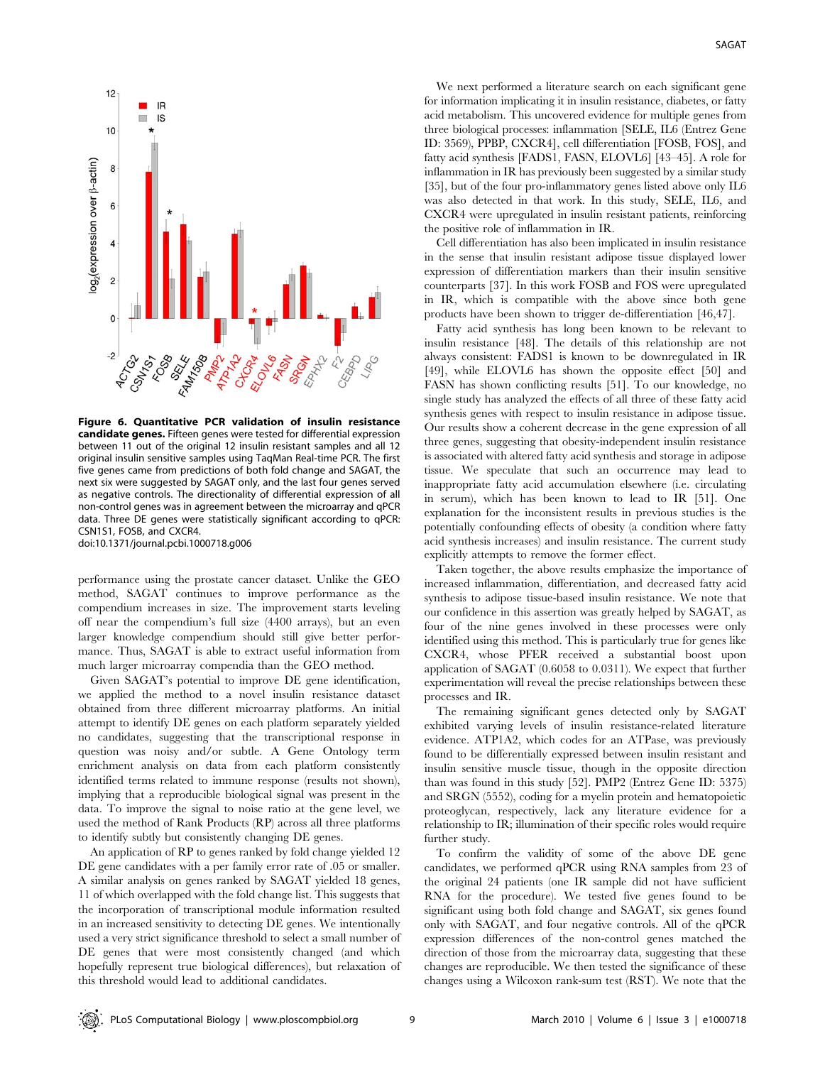**Figure 6. Quantitative PCR validation of insulin resistance candidate genes.** Fifteen genes were tested for differential expression between 11 out of the original 12 insulin resistant samples and all 12 original insulin sensitive samples using TaqMan Real-time PCR. The first five genes came from predictions of both fold change and SAGAT, the next six were suggested by SAGAT only, and the last four genes served as negative controls. The directionality of differential expression of all non-control genes was in agreement between the microarray and qPCR data. Three DE genes were statistically significant according to qPCR: CSN1S1, FOSB, and CXCR4.
doi:10.1371/journal.pcbi.1000718.g006

performance using the prostate cancer dataset. Unlike the GEO method, SAGAT continues to improve performance as the compendium increases in size. The improvement starts leveling off near the compendium's full size (4400 arrays), but an even larger knowledge compendium should still give better performance. Thus, SAGAT is able to extract useful information from much larger microarray compendia than the GEO method.

Given SAGAT's potential to improve DE gene identification, we applied the method to a novel insulin resistance dataset obtained from three different microarray platforms. An initial attempt to identify DE genes on each platform separately yielded no candidates, suggesting that the transcriptional response in question was noisy and/or subtle. A Gene Ontology term enrichment analysis on data from each platform consistently identified terms related to immune response (results not shown), implying that a reproducible biological signal was present in the data. To improve the signal to noise ratio at the gene level, we used the method of Rank Products (RP) across all three platforms to identify subtly but consistently changing DE genes.

An application of RP to genes ranked by fold change yielded 12 DE gene candidates with a per family error rate of .05 or smaller. A similar analysis on genes ranked by SAGAT yielded 18 genes, 11 of which overlapped with the fold change list. This suggests that the incorporation of transcriptional module information resulted in an increased sensitivity to detecting DE genes. We intentionally used a very strict significance threshold to select a small number of DE genes that were most consistently changed (and which hopefully represent true biological differences), but relaxation of this threshold would lead to additional candidates.

We next performed a literature search on each significant gene for information implicating it in insulin resistance, diabetes, or fatty acid metabolism. This uncovered evidence for multiple genes from three biological processes: inflammation [SELE, IL6 (Entrez Gene ID: 3569), PPBP, CXCR4], cell differentiation [FOSB, FOS], and fatty acid synthesis [FADS1, FASN, ELOVL6] [43–45]. A role for inflammation in IR has previously been suggested by a similar study [35], but of the four pro-inflammatory genes listed above only IL6 was also detected in that work. In this study, SELE, IL6, and CXCR4 were upregulated in insulin resistant patients, reinforcing the positive role of inflammation in IR.

Cell differentiation has also been implicated in insulin resistance in the sense that insulin resistant adipose tissue displayed lower expression of differentiation markers than their insulin sensitive counterparts [37]. In this work FOSB and FOS were upregulated in IR, which is compatible with the above since both gene products have been shown to trigger de-differentiation [46,47].

Fatty acid synthesis has long been known to be relevant to insulin resistance [48]. The details of this relationship are not always consistent: FADS1 is known to be downregulated in IR [49], while ELOVL6 has shown the opposite effect [50] and FASN has shown conflicting results [51]. To our knowledge, no single study has analyzed the effects of all three of these fatty acid synthesis genes with respect to insulin resistance in adipose tissue. Our results show a coherent decrease in the gene expression of all three genes, suggesting that obesity-independent insulin resistance is associated with altered fatty acid synthesis and storage in adipose tissue. We speculate that such an occurrence may lead to inappropriate fatty acid accumulation elsewhere (i.e. circulating in serum), which has been known to lead to IR [51]. One explanation for the inconsistent results in previous studies is the potentially confounding effects of obesity (a condition where fatty acid synthesis increases) and insulin resistance. The current study explicitly attempts to remove the former effect.

Taken together, the above results emphasize the importance of increased inflammation, differentiation, and decreased fatty acid synthesis to adipose tissue-based insulin resistance. We note that our confidence in this assertion was greatly helped by SAGAT, as four of the nine genes involved in these processes were only identified using this method. This is particularly true for genes like CXCR4, whose PFER received a substantial boost upon application of SAGAT (0.6058 to 0.0311). We expect that further experimentation will reveal the precise relationships between these processes and IR.

The remaining significant genes detected only by SAGAT exhibited varying levels of insulin resistance-related literature evidence. ATP1A2, which codes for an ATPase, was previously found to be differentially expressed between insulin resistant and insulin sensitive muscle tissue, though in the opposite direction than was found in this study [52]. PMP2 (Entrez Gene ID: 5375) and SRGN (5552), coding for a myelin protein and hematopoietic proteoglycan, respectively, lack any literature evidence for a relationship to IR; illumination of their specific roles would require further study.

To confirm the validity of some of the above DE gene candidates, we performed qPCR using RNA samples from 23 of the original 24 patients (one IR sample did not have sufficient RNA for the procedure). We tested five genes found to be significant using both fold change and SAGAT, six genes found only with SAGAT, and four negative controls. All of the qPCR expression differences of the non-control genes matched the direction of those from the microarray data, suggesting that these changes are reproducible. We then tested the significance of these changes using a Wilcoxon rank-sum test (RST). We note that the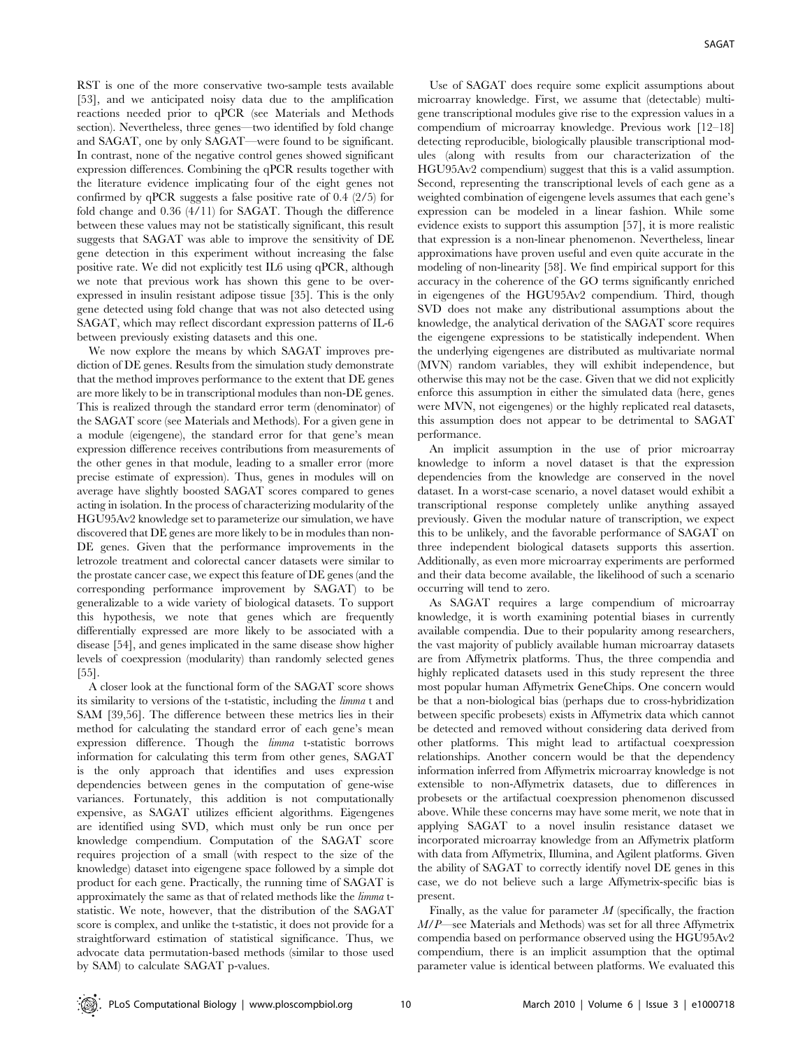RST is one of the more conservative two-sample tests available [53], and we anticipated noisy data due to the amplification reactions needed prior to qPCR (see Materials and Methods section). Nevertheless, three genes—two identified by fold change and SAGAT, one by only SAGAT—were found to be significant. In contrast, none of the negative control genes showed significant expression differences. Combining the qPCR results together with the literature evidence implicating four of the eight genes not confirmed by qPCR suggests a false positive rate of 0.4 (2/5) for fold change and 0.36 (4/11) for SAGAT. Though the difference between these values may not be statistically significant, this result suggests that SAGAT was able to improve the sensitivity of DE gene detection in this experiment without increasing the false positive rate. We did not explicitly test IL6 using qPCR, although we note that previous work has shown this gene to be over-expressed in insulin resistant adipose tissue [35]. This is the only gene detected using fold change that was not also detected using SAGAT, which may reflect discordant expression patterns of IL-6 between previously existing datasets and this one.

We now explore the means by which SAGAT improves prediction of DE genes. Results from the simulation study demonstrate that the method improves performance to the extent that DE genes are more likely to be in transcriptional modules than non-DE genes. This is realized through the standard error term (denominator) of the SAGAT score (see Materials and Methods). For a given gene in a module (eigengene), the standard error for that gene's mean expression difference receives contributions from measurements of the other genes in that module, leading to a smaller error (more precise estimate of expression). Thus, genes in modules will on average have slightly boosted SAGAT scores compared to genes acting in isolation. In the process of characterizing modularity of the HGU95Av2 knowledge set to parameterize our simulation, we have discovered that DE genes are more likely to be in modules than non-DE genes. Given that the performance improvements in the letrozole treatment and colorectal cancer datasets were similar to the prostate cancer case, we expect this feature of DE genes (and the corresponding performance improvement by SAGAT) to be generalizable to a wide variety of biological datasets. To support this hypothesis, we note that genes which are frequently differentially expressed are more likely to be associated with a disease [54], and genes implicated in the same disease show higher levels of coexpression (modularity) than randomly selected genes [55].

A closer look at the functional form of the SAGAT score shows its similarity to versions of the t-statistic, including the *limma* t and SAM [39,56]. The difference between these metrics lies in their method for calculating the standard error of each gene's mean expression difference. Though the *limma* t-statistic borrows information for calculating this term from other genes, SAGAT is the only approach that identifies and uses expression dependencies between genes in the computation of gene-wise variances. Fortunately, this addition is not computationally expensive, as SAGAT utilizes efficient algorithms. Eigengenes are identified using SVD, which must only be run once per knowledge compendium. Computation of the SAGAT score requires projection of a small (with respect to the size of the knowledge) dataset into eigengene space followed by a simple dot product for each gene. Practically, the running time of SAGAT is approximately the same as that of related methods like the *limma* t-statistic. We note, however, that the distribution of the SAGAT score is complex, and unlike the t-statistic, it does not provide for a straightforward estimation of statistical significance. Thus, we advocate data permutation-based methods (similar to those used by SAM) to calculate SAGAT p-values.

Use of SAGAT does require some explicit assumptions about microarray knowledge. First, we assume that (detectable) multi-gene transcriptional modules give rise to the expression values in a compendium of microarray knowledge. Previous work [12–18] detecting reproducible, biologically plausible transcriptional modules (along with results from our characterization of the HGU95Av2 compendium) suggest that this is a valid assumption. Second, representing the transcriptional levels of each gene as a weighted combination of eigengene levels assumes that each gene's expression can be modeled in a linear fashion. While some evidence exists to support this assumption [57], it is more realistic that expression is a non-linear phenomenon. Nevertheless, linear approximations have proven useful and even quite accurate in the modeling of non-linearity [58]. We find empirical support for this accuracy in the coherence of the GO terms significantly enriched in eigengenes of the HGU95Av2 compendium. Third, though SVD does not make any distributional assumptions about the knowledge, the analytical derivation of the SAGAT score requires the eigengene expressions to be statistically independent. When the underlying eigengenes are distributed as multivariate normal (MVN) random variables, they will exhibit independence, but otherwise this may not be the case. Given that we did not explicitly enforce this assumption in either the simulated data (here, genes were MVN, not eigengenes) or the highly replicated real datasets, this assumption does not appear to be detrimental to SAGAT performance.

An implicit assumption in the use of prior microarray knowledge to inform a novel dataset is that the expression dependencies from the knowledge are conserved in the novel dataset. In a worst-case scenario, a novel dataset would exhibit a transcriptional response completely unlike anything assayed previously. Given the modular nature of transcription, we expect this to be unlikely, and the favorable performance of SAGAT on three independent biological datasets supports this assertion. Additionally, as even more microarray experiments are performed and their data become available, the likelihood of such a scenario occurring will tend to zero.

As SAGAT requires a large compendium of microarray knowledge, it is worth examining potential biases in currently available compendia. Due to their popularity among researchers, the vast majority of publicly available human microarray datasets are from Affymetrix platforms. Thus, the three compendia and highly replicated datasets used in this study represent the three most popular human Affymetrix GeneChips. One concern would be that a non-biological bias (perhaps due to cross-hybridization between specific probesets) exists in Affymetrix data which cannot be detected and removed without considering data derived from other platforms. This might lead to artifactual coexpression relationships. Another concern would be that the dependency information inferred from Affymetrix microarray knowledge is not extensible to non-Affymetrix datasets, due to differences in probesets or the artifactual coexpression phenomenon discussed above. While these concerns may have some merit, we note that in applying SAGAT to a novel insulin resistance dataset we incorporated microarray knowledge from an Affymetrix platform with data from Affymetrix, Illumina, and Agilent platforms. Given the ability of SAGAT to correctly identify novel DE genes in this case, we do not believe such a large Affymetrix-specific bias is present.

Finally, as the value for parameter $M$ (specifically, the fraction $M/P$—see Materials and Methods) was set for all three Affymetrix compendia based on performance observed using the HGU95Av2 compendium, there is an implicit assumption that the optimal parameter value is identical between platforms. We evaluated this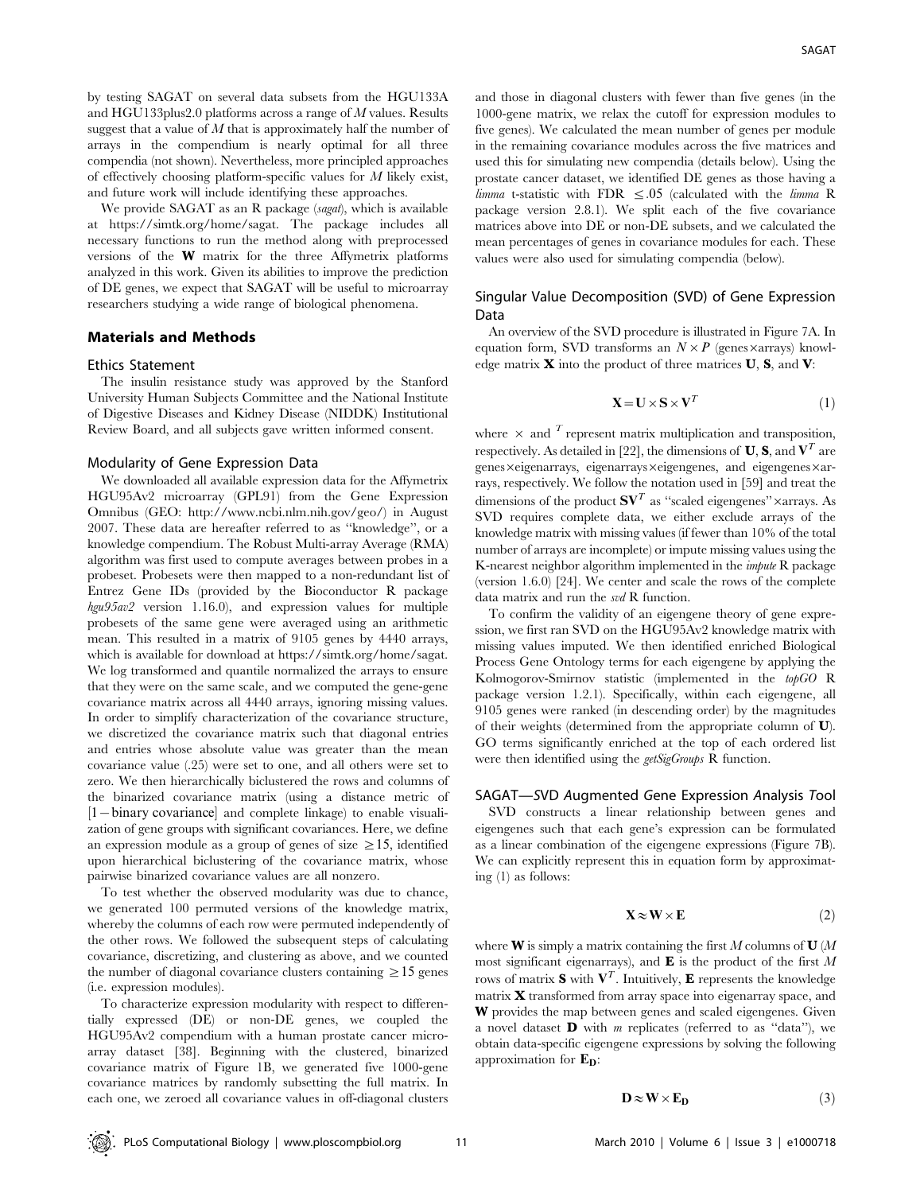by testing SAGAT on several data subsets from the HGU133A and HGU133plus2.0 platforms across a range of $M$ values. Results suggest that a value of $M$ that is approximately half the number of arrays in the compendium is nearly optimal for all three compendia (not shown). Nevertheless, more principled approaches of effectively choosing platform-specific values for $M$ likely exist, and future work will include identifying these approaches.

We provide SAGAT as an R package (*sagat*), which is available at https://simtk.org/home/sagat. The package includes all necessary functions to run the method along with preprocessed versions of the $\mathbf{W}$ matrix for the three Affymetrix platforms analyzed in this work. Given its abilities to improve the prediction of DE genes, we expect that SAGAT will be useful to microarray researchers studying a wide range of biological phenomena.

## Materials and Methods

### Ethics Statement

The insulin resistance study was approved by the Stanford University Human Subjects Committee and the National Institute of Digestive Diseases and Kidney Disease (NIDDK) Institutional Review Board, and all subjects gave written informed consent.

### Modularity of Gene Expression Data

We downloaded all available expression data for the Affymetrix HGU95Av2 microarray (GPL91) from the Gene Expression Omnibus (GEO: http://www.ncbi.nlm.nih.gov/geo/) in August 2007. These data are hereafter referred to as "knowledge", or a knowledge compendium. The Robust Multi-array Average (RMA) algorithm was first used to compute averages between probes in a probeset. Probesets were then mapped to a non-redundant list of Entrez Gene IDs (provided by the Bioconductor R package *hgu95av2* version 1.16.0), and expression values for multiple probesets of the same gene were averaged using an arithmetic mean. This resulted in a matrix of 9105 genes by 4440 arrays, which is available for download at https://simtk.org/home/sagat. We log transformed and quantile normalized the arrays to ensure that they were on the same scale, and we computed the gene-gene covariance matrix across all 4440 arrays, ignoring missing values. In order to simplify characterization of the covariance structure, we discretized the covariance matrix such that diagonal entries and entries whose absolute value was greater than the mean covariance value (.25) were set to one, and all others were set to zero. We then hierarchically biclustered the rows and columns of the binarized covariance matrix (using a distance metric of $[1-\text{binary covariance}]$ and complete linkage) to enable visualization of gene groups with significant covariances. Here, we define an expression module as a group of genes of size $\geq 15$, identified upon hierarchical biclustering of the covariance matrix, whose pairwise binarized covariance values are all nonzero.

To test whether the observed modularity was due to chance, we generated 100 permuted versions of the knowledge matrix, whereby the columns of each row were permuted independently of the other rows. We followed the subsequent steps of calculating covariance, discretizing, and clustering as above, and we counted the number of diagonal covariance clusters containing $\geq 15$ genes (i.e. expression modules).

To characterize expression modularity with respect to differentially expressed (DE) or non-DE genes, we coupled the HGU95Av2 compendium with a human prostate cancer microarray dataset [38]. Beginning with the clustered, binarized covariance matrix of Figure 1B, we generated five 1000-gene covariance matrices by randomly subsetting the full matrix. In each one, we zeroed all covariance values in off-diagonal clusters and those in diagonal clusters with fewer than five genes (in the 1000-gene matrix, we relax the cutoff for expression modules to five genes). We calculated the mean number of genes per module in the remaining covariance modules across the five matrices and used this for simulating new compendia (details below). Using the prostate cancer dataset, we identified DE genes as those having a *limma* t-statistic with FDR $\leq .05$ (calculated with the *limma* R package version 2.8.1). We split each of the five covariance matrices above into DE or non-DE subsets, and we calculated the mean percentages of genes in covariance modules for each. These values were also used for simulating compendia (below).

### Singular Value Decomposition (SVD) of Gene Expression Data

An overview of the SVD procedure is illustrated in Figure 7A. In equation form, SVD transforms an $N \times P$ (genes×arrays) knowledge matrix $\mathbf{X}$ into the product of three matrices $\mathbf{U}$, $\mathbf{S}$, and $\mathbf{V}$:

$$\mathbf{X} = \mathbf{U} \times \mathbf{S} \times \mathbf{V}^T \tag{1}$$

where $\times$ and $^T$ represent matrix multiplication and transposition, respectively. As detailed in [22], the dimensions of $\mathbf{U}$, $\mathbf{S}$, and $\mathbf{V}^T$ are genes×eigenarrays, eigenarrays×eigengenes, and eigengenes×arrays, respectively. We follow the notation used in [59] and treat the dimensions of the product $\mathbf{S}\mathbf{V}^T$ as "scaled eigengenes"×arrays. As SVD requires complete data, we either exclude arrays of the knowledge matrix with missing values (if fewer than 10% of the total number of arrays are incomplete) or impute missing values using the K-nearest neighbor algorithm implemented in the *impute* R package (version 1.6.0) [24]. We center and scale the rows of the complete data matrix and run the *svd* R function.

To confirm the validity of an eigengene theory of gene expression, we first ran SVD on the HGU95Av2 knowledge matrix with missing values imputed. We then identified enriched Biological Process Gene Ontology terms for each eigengene by applying the Kolmogorov-Smirnov statistic (implemented in the *topGO* R package version 1.2.1). Specifically, within each eigengene, all 9105 genes were ranked (in descending order) by the magnitudes of their weights (determined from the appropriate column of $\mathbf{U}$). GO terms significantly enriched at the top of each ordered list were then identified using the *getSigGroups* R function.

### SAGAT—SVD Augmented Gene Expression Analysis Tool

SVD constructs a linear relationship between genes and eigengenes such that each gene's expression can be formulated as a linear combination of the eigengene expressions (Figure 7B). We can explicitly represent this in equation form by approximating (1) as follows:

$$\mathbf{X} \approx \mathbf{W} \times \mathbf{E} \tag{2}$$

where $\mathbf{W}$ is simply a matrix containing the first $M$ columns of $\mathbf{U}$ ($M$ most significant eigenarrays), and $\mathbf{E}$ is the product of the first $M$ rows of matrix $\mathbf{S}$ with $\mathbf{V}^T$. Intuitively, $\mathbf{E}$ represents the knowledge matrix $\mathbf{X}$ transformed from array space into eigenarray space, and $\mathbf{W}$ provides the map between genes and scaled eigengenes. Given a novel dataset $\mathbf{D}$ with $m$ replicates (referred to as "data"), we obtain data-specific eigengene expressions by solving the following approximation for $\mathbf{E_D}$:

$$\mathbf{D} \approx \mathbf{W} \times \mathbf{E_D} \tag{3}$$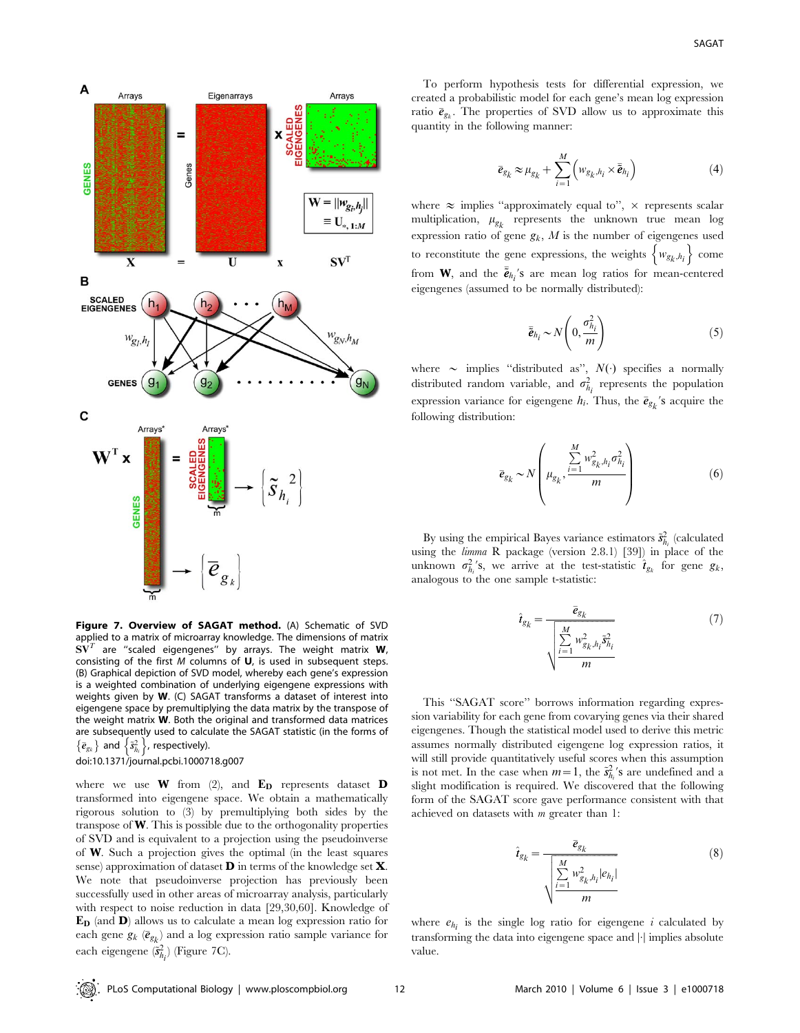Figure 7. Overview of SAGAT method. (A) Schematic of SVD applied to a matrix of microarray knowledge. The dimensions of matrix $\mathbf{SV}^T$ are "scaled eigengenes" by arrays. The weight matrix $\mathbf{W}$, consisting of the first $M$ columns of $\mathbf{U}$, is used in subsequent steps. (B) Graphical depiction of SVD model, whereby each gene's expression is a weighted combination of underlying eigengene expressions with weights given by $\mathbf{W}$. (C) SAGAT transforms a dataset of interest into eigengene space by premultiplying the data matrix by the transpose of the weight matrix $\mathbf{W}$. Both the original and transformed data matrices are subsequently used to calculate the SAGAT statistic (in the forms of $\{\bar{e}_{g_k}\}$ and $\{\tilde{s}^2_{h_i}\}$, respectively).

doi:10.1371/journal.pcbi.1000718.g007

where we use $\mathbf{W}$ from (2), and $\mathbf{E_D}$ represents dataset $\mathbf{D}$ transformed into eigengene space. We obtain a mathematically rigorous solution to (3) by premultiplying both sides by the transpose of $\mathbf{W}$. This is possible due to the orthogonality properties of SVD and is equivalent to a projection using the pseudoinverse of $\mathbf{W}$. Such a projection gives the optimal (in the least squares sense) approximation of dataset $\mathbf{D}$ in terms of the knowledge set $\mathbf{X}$. We note that pseudoinverse projection has previously been successfully used in other areas of microarray analysis, particularly with respect to noise reduction in data [29,30,60]. Knowledge of $\mathbf{E_D}$ (and $\mathbf{D}$) allows us to calculate a mean log expression ratio for each gene $g_k$ ($\bar{e}_{g_k}$) and a log expression ratio sample variance for each eigengene ($\tilde{s}^2_{h_i}$) (Figure 7C).

To perform hypothesis tests for differential expression, we created a probabilistic model for each gene's mean log expression ratio $\bar{e}_{g_k}$. The properties of SVD allow us to approximate this quantity in the following manner:

$$\bar{e}_{g_k} \approx \mu_{g_k} + \sum_{i=1}^{M} \left( w_{g_k,h_i} \times \bar{\bar{e}}_{h_i} \right) \tag{4}$$

where $\approx$ implies "approximately equal to", $\times$ represents scalar multiplication, $\mu_{g_k}$ represents the unknown true mean log expression ratio of gene $g_k$, $M$ is the number of eigengenes used to reconstitute the gene expressions, the weights $\left\{ w_{g_k,h_i} \right\}$ come from $\mathbf{W}$, and the $\bar{\bar{e}}_{h_i}$'s are mean log ratios for mean-centered eigengenes (assumed to be normally distributed):

$$\bar{\bar{e}}_{h_i} \sim N\left(0, \frac{\sigma^2_{h_i}}{m}\right) \tag{5}$$

where $\sim$ implies "distributed as", $N(\cdot)$ specifies a normally distributed random variable, and $\sigma^2_{h_i}$ represents the population expression variance for eigengene $h_i$. Thus, the $\bar{e}_{g_k}$'s acquire the following distribution:

$$\bar{e}_{g_k} \sim N\left( \mu_{g_k}, \frac{\sum_{i=1}^{M} w^2_{g_k,h_i} \sigma^2_{h_i}}{m} \right) \tag{6}$$

By using the empirical Bayes variance estimators $\tilde{s}^2_{h_i}$ (calculated using the *limma* R package (version 2.8.1) [39]) in place of the unknown $\sigma^2_{h_i}$'s, we arrive at the test-statistic $\hat{t}_{g_k}$ for gene $g_k$, analogous to the one sample t-statistic:

$$\hat{t}_{g_k} = \frac{\bar{e}_{g_k}}{\sqrt{\frac{\sum_{i=1}^{M} w^2_{g_k,h_i} \tilde{s}^2_{h_i}}{m}}} \tag{7}$$

This "SAGAT score" borrows information regarding expression variability for each gene from covarying genes via their shared eigengenes. Though the statistical model used to derive this metric assumes normally distributed eigengene log expression ratios, it will still provide quantitatively useful scores when this assumption is not met. In the case when $m=1$, the $\tilde{s}^2_{h_i}$'s are undefined and a slight modification is required. We discovered that the following form of the SAGAT score gave performance consistent with that achieved on datasets with $m$ greater than 1:

$$\hat{t}_{g_k} = \frac{\bar{e}_{g_k}}{\sqrt{\frac{\sum_{i=1}^{M} w^2_{g_k,h_i} |e_{h_i}|}{m}}} \tag{8}$$

where $e_{h_i}$ is the single log ratio for eigengene $i$ calculated by transforming the data into eigengene space and $|\cdot|$ implies absolute value.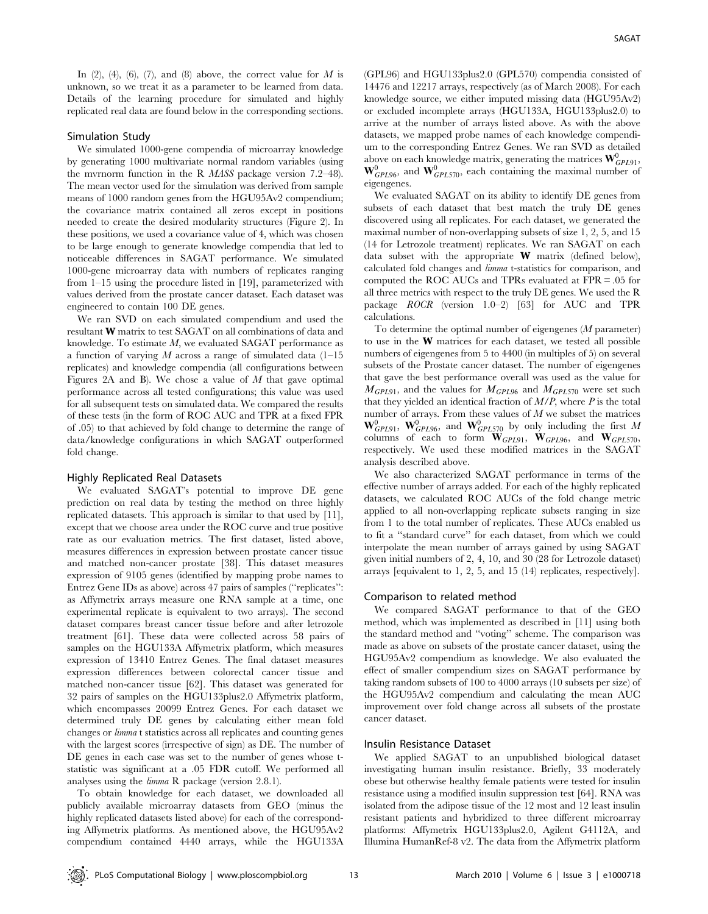In (2), (4), (6), (7), and (8) above, the correct value for $M$ is unknown, so we treat it as a parameter to be learned from data. Details of the learning procedure for simulated and highly replicated real data are found below in the corresponding sections.

### Simulation Study

We simulated 1000-gene compendia of microarray knowledge by generating 1000 multivariate normal random variables (using the mvrnorm function in the R *MASS* package version 7.2–48). The mean vector used for the simulation was derived from sample means of 1000 random genes from the HGU95Av2 compendium; the covariance matrix contained all zeros except in positions needed to create the desired modularity structures (Figure 2). In these positions, we used a covariance value of 4, which was chosen to be large enough to generate knowledge compendia that led to noticeable differences in SAGAT performance. We simulated 1000-gene microarray data with numbers of replicates ranging from 1–15 using the procedure listed in [19], parameterized with values derived from the prostate cancer dataset. Each dataset was engineered to contain 100 DE genes.

We ran SVD on each simulated compendium and used the resultant $\mathbf{W}$ matrix to test SAGAT on all combinations of data and knowledge. To estimate $M$, we evaluated SAGAT performance as a function of varying $M$ across a range of simulated data (1–15 replicates) and knowledge compendia (all configurations between Figures 2A and B). We chose a value of $M$ that gave optimal performance across all tested configurations; this value was used for all subsequent tests on simulated data. We compared the results of these tests (in the form of ROC AUC and TPR at a fixed FPR of .05) to that achieved by fold change to determine the range of data/knowledge configurations in which SAGAT outperformed fold change.

### Highly Replicated Real Datasets

We evaluated SAGAT's potential to improve DE gene prediction on real data by testing the method on three highly replicated datasets. This approach is similar to that used by [11], except that we choose area under the ROC curve and true positive rate as our evaluation metrics. The first dataset, listed above, measures differences in expression between prostate cancer tissue and matched non-cancer prostate [38]. This dataset measures expression of 9105 genes (identified by mapping probe names to Entrez Gene IDs as above) across 47 pairs of samples ("replicates": as Affymetrix arrays measure one RNA sample at a time, one experimental replicate is equivalent to two arrays). The second dataset compares breast cancer tissue before and after letrozole treatment [61]. These data were collected across 58 pairs of samples on the HGU133A Affymetrix platform, which measures expression of 13410 Entrez Genes. The final dataset measures expression differences between colorectal cancer tissue and matched non-cancer tissue [62]. This dataset was generated for 32 pairs of samples on the HGU133plus2.0 Affymetrix platform, which encompasses 20099 Entrez Genes. For each dataset we determined truly DE genes by calculating either mean fold changes or *limma* t statistics across all replicates and counting genes with the largest scores (irrespective of sign) as DE. The number of DE genes in each case was set to the number of genes whose t-statistic was significant at a .05 FDR cutoff. We performed all analyses using the *limma* R package (version 2.8.1).

To obtain knowledge for each dataset, we downloaded all publicly available microarray datasets from GEO (minus the highly replicated datasets listed above) for each of the corresponding Affymetrix platforms. As mentioned above, the HGU95Av2 compendium contained 4440 arrays, while the HGU133A (GPL96) and HGU133plus2.0 (GPL570) compendia consisted of 14476 and 12217 arrays, respectively (as of March 2008). For each knowledge source, we either imputed missing data (HGU95Av2) or excluded incomplete arrays (HGU133A, HGU133plus2.0) to arrive at the number of arrays listed above. As with the above datasets, we mapped probe names of each knowledge compendium to the corresponding Entrez Genes. We ran SVD as detailed above on each knowledge matrix, generating the matrices $\mathbf{W}^0_{GPL91}$, $\mathbf{W}^0_{GPL96}$, and $\mathbf{W}^0_{GPL570}$, each containing the maximal number of eigengenes.

We evaluated SAGAT on its ability to identify DE genes from subsets of each dataset that best match the truly DE genes discovered using all replicates. For each dataset, we generated the maximal number of non-overlapping subsets of size 1, 2, 5, and 15 (14 for Letrozole treatment) replicates. We ran SAGAT on each data subset with the appropriate $\mathbf{W}$ matrix (defined below), calculated fold changes and *limma* t-statistics for comparison, and computed the ROC AUCs and TPRs evaluated at FPR = .05 for all three metrics with respect to the truly DE genes. We used the R package *ROCR* (version 1.0–2) [63] for AUC and TPR calculations.

To determine the optimal number of eigengenes ($M$ parameter) to use in the $\mathbf{W}$ matrices for each dataset, we tested all possible numbers of eigengenes from 5 to 4400 (in multiples of 5) on several subsets of the Prostate cancer dataset. The number of eigengenes that gave the best performance overall was used as the value for $M_{GPL91}$, and the values for $M_{GPL96}$ and $M_{GPL570}$ were set such that they yielded an identical fraction of $M/P$, where $P$ is the total number of arrays. From these values of $M$ we subset the matrices $\mathbf{W}^0_{GPL91}$, $\mathbf{W}^0_{GPL96}$, and $\mathbf{W}^0_{GPL570}$ by only including the first $M$ columns of each to form $\mathbf{W}_{GPL91}$, $\mathbf{W}_{GPL96}$, and $\mathbf{W}_{GPL570}$, respectively. We used these modified matrices in the SAGAT analysis described above.

We also characterized SAGAT performance in terms of the effective number of arrays added. For each of the highly replicated datasets, we calculated ROC AUCs of the fold change metric applied to all non-overlapping replicate subsets ranging in size from 1 to the total number of replicates. These AUCs enabled us to fit a "standard curve" for each dataset, from which we could interpolate the mean number of arrays gained by using SAGAT given initial numbers of 2, 4, 10, and 30 (28 for Letrozole dataset) arrays [equivalent to 1, 2, 5, and 15 (14) replicates, respectively].

### Comparison to related method

We compared SAGAT performance to that of the GEO method, which was implemented as described in [11] using both the standard method and "voting" scheme. The comparison was made as above on subsets of the prostate cancer dataset, using the HGU95Av2 compendium as knowledge. We also evaluated the effect of smaller compendium sizes on SAGAT performance by taking random subsets of 100 to 4000 arrays (10 subsets per size) of the HGU95Av2 compendium and calculating the mean AUC improvement over fold change across all subsets of the prostate cancer dataset.

### Insulin Resistance Dataset

We applied SAGAT to an unpublished biological dataset investigating human insulin resistance. Briefly, 33 moderately obese but otherwise healthy female patients were tested for insulin resistance using a modified insulin suppression test [64]. RNA was isolated from the adipose tissue of the 12 most and 12 least insulin resistant patients and hybridized to three different microarray platforms: Affymetrix HGU133plus2.0, Agilent G4112A, and Illumina HumanRef-8 v2. The data from the Affymetrix platform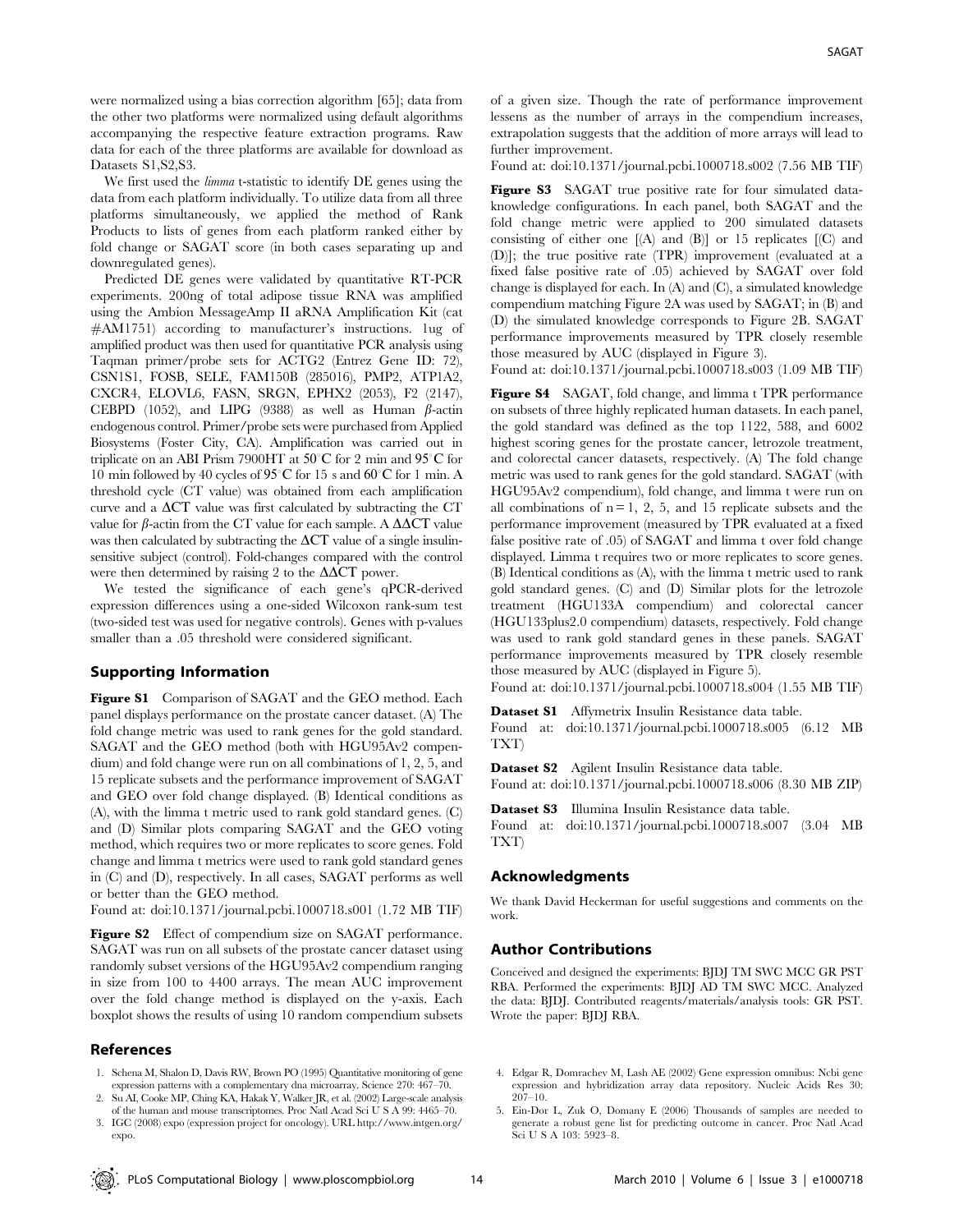were normalized using a bias correction algorithm [65]; data from the other two platforms were normalized using default algorithms accompanying the respective feature extraction programs. Raw data for each of the three platforms are available for download as Datasets S1,S2,S3.

We first used the *limma* t-statistic to identify DE genes using the data from each platform individually. To utilize data from all three platforms simultaneously, we applied the method of Rank Products to lists of genes from each platform ranked either by fold change or SAGAT score (in both cases separating up and downregulated genes).

Predicted DE genes were validated by quantitative RT-PCR experiments. 200ng of total adipose tissue RNA was amplified using the Ambion MessageAmp II aRNA Amplification Kit (cat #AM1751) according to manufacturer's instructions. 1ug of amplified product was then used for quantitative PCR analysis using Taqman primer/probe sets for ACTG2 (Entrez Gene ID: 72), CSN1S1, FOSB, SELE, FAM150B (285016), PMP2, ATP1A2, CXCR4, ELOVL6, FASN, SRGN, EPHX2 (2053), F2 (2147), CEBPD (1052), and LIPG (9388) as well as Human $\beta$-actin endogenous control. Primer/probe sets were purchased from Applied Biosystems (Foster City, CA). Amplification was carried out in triplicate on an ABI Prism 7900HT at 50°C for 2 min and 95°C for 10 min followed by 40 cycles of 95°C for 15 s and 60°C for 1 min. A threshold cycle (CT value) was obtained from each amplification curve and a $\Delta$CT value was first calculated by subtracting the CT value for $\beta$-actin from the CT value for each sample. A $\Delta\Delta$CT value was then calculated by subtracting the $\Delta$CT value of a single insulin-sensitive subject (control). Fold-changes compared with the control were then determined by raising 2 to the $\Delta\Delta$CT power.

We tested the significance of each gene's qPCR-derived expression differences using a one-sided Wilcoxon rank-sum test (two-sided test was used for negative controls). Genes with p-values smaller than a .05 threshold were considered significant.

## Supporting Information

**Figure S1** Comparison of SAGAT and the GEO method. Each panel displays performance on the prostate cancer dataset. (A) The fold change metric was used to rank genes for the gold standard. SAGAT and the GEO method (both with HGU95Av2 compendium) and fold change were run on all combinations of 1, 2, 5, and 15 replicate subsets and the performance improvement of SAGAT and GEO over fold change displayed. (B) Identical conditions as (A), with the limma t metric used to rank gold standard genes. (C) and (D) Similar plots comparing SAGAT and the GEO voting method, which requires two or more replicates to score genes. Fold change and limma t metrics were used to rank gold standard genes in (C) and (D), respectively. In all cases, SAGAT performs as well or better than the GEO method.

Found at: doi:10.1371/journal.pcbi.1000718.s001 (1.72 MB TIF)

**Figure S2** Effect of compendium size on SAGAT performance. SAGAT was run on all subsets of the prostate cancer dataset using randomly subset versions of the HGU95Av2 compendium ranging in size from 100 to 4400 arrays. The mean AUC improvement over the fold change method is displayed on the y-axis. Each boxplot shows the results of using 10 random compendium subsets of a given size. Though the rate of performance improvement lessens as the number of arrays in the compendium increases, extrapolation suggests that the addition of more arrays will lead to further improvement.

Found at: doi:10.1371/journal.pcbi.1000718.s002 (7.56 MB TIF)

**Figure S3** SAGAT true positive rate for four simulated data-knowledge configurations. In each panel, both SAGAT and the fold change metric were applied to 200 simulated datasets consisting of either one [(A) and (B)] or 15 replicates [(C) and (D)]; the true positive rate (TPR) improvement (evaluated at a fixed false positive rate of .05) achieved by SAGAT over fold change is displayed for each. In (A) and (C), a simulated knowledge compendium matching Figure 2A was used by SAGAT; in (B) and (D) the simulated knowledge corresponds to Figure 2B. SAGAT performance improvements measured by TPR closely resemble those measured by AUC (displayed in Figure 3).

Found at: doi:10.1371/journal.pcbi.1000718.s003 (1.09 MB TIF)

**Figure S4** SAGAT, fold change, and limma t TPR performance on subsets of three highly replicated human datasets. In each panel, the gold standard was defined as the top 1122, 588, and 6002 highest scoring genes for the prostate cancer, letrozole treatment, and colorectal cancer datasets, respectively. (A) The fold change metric was used to rank genes for the gold standard. SAGAT (with HGU95Av2 compendium), fold change, and limma t were run on all combinations of n = 1, 2, 5, and 15 replicate subsets and the performance improvement (measured by TPR evaluated at a fixed false positive rate of .05) of SAGAT and limma t over fold change displayed. Limma t requires two or more replicates to score genes. (B) Identical conditions as (A), with the limma t metric used to rank gold standard genes. (C) and (D) Similar plots for the letrozole treatment (HGU133A compendium) and colorectal cancer (HGU133plus2.0 compendium) datasets, respectively. Fold change was used to rank gold standard genes in these panels. SAGAT performance improvements measured by TPR closely resemble those measured by AUC (displayed in Figure 5).

Found at: doi:10.1371/journal.pcbi.1000718.s004 (1.55 MB TIF)

**Dataset S1** Affymetrix Insulin Resistance data table.

Found at: doi:10.1371/journal.pcbi.1000718.s005 (6.12 MB TXT)

**Dataset S2** Agilent Insulin Resistance data table.

Found at: doi:10.1371/journal.pcbi.1000718.s006 (8.30 MB ZIP)

**Dataset S3** Illumina Insulin Resistance data table.

Found at: doi:10.1371/journal.pcbi.1000718.s007 (3.04 MB TXT)

## Acknowledgments

We thank David Heckerman for useful suggestions and comments on the work.

## Author Contributions

Conceived and designed the experiments: BJDJ TM SWC MCC GR PST RBA. Performed the experiments: BJDJ AD TM SWC MCC. Analyzed the data: BJDJ. Contributed reagents/materials/analysis tools: GR PST. Wrote the paper: BJDJ RBA.

## References

1. Schena M, Shalon D, Davis RW, Brown PO (1995) Quantitative monitoring of gene expression patterns with a complementary dna microarray. Science 270: 467–70.
2. Su AI, Cooke MP, Ching KA, Hakak Y, Walker JR, et al. (2002) Large-scale analysis of the human and mouse transcriptomes. Proc Natl Acad Sci U S A 99: 4465–70.
3. IGC (2008) expo (expression project for oncology). URL http://www.intgen.org/expo.
4. Edgar R, Domrachev M, Lash AE (2002) Gene expression omnibus: Ncbi gene expression and hybridization array data repository. Nucleic Acids Res 30: 207–10.
5. Ein-Dor L, Zuk O, Domany E (2006) Thousands of samples are needed to generate a robust gene list for predicting outcome in cancer. Proc Natl Acad Sci U S A 103: 5923–8.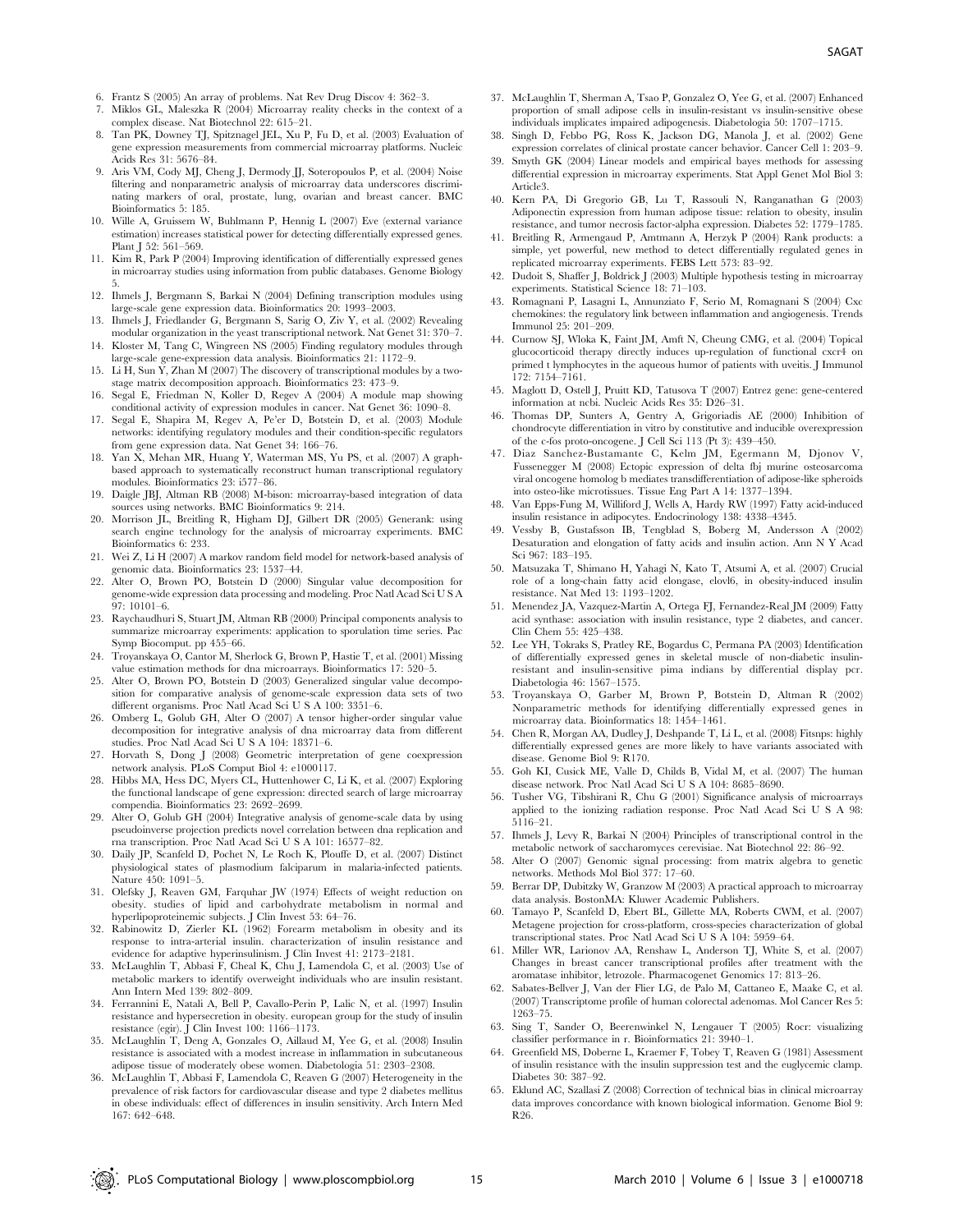6. Frantz S (2005) An array of problems. Nat Rev Drug Discov 4: 362–3.
7. Miklos GL, Maleszka R (2004) Microarray reality checks in the context of a complex disease. Nat Biotechnol 22: 615–21.
8. Tan PK, Downey TJ, Spitznagel JEL, Xu P, Fu D, et al. (2003) Evaluation of gene expression measurements from commercial microarray platforms. Nucleic Acids Res 31: 5676–84.
9. Aris VM, Cody MJ, Cheng J, Dermody JJ, Soteropoulos P, et al. (2004) Noise filtering and nonparametric analysis of microarray data underscores discriminating markers of oral, prostate, lung, ovarian and breast cancer. BMC Bioinformatics 5: 185.
10. Wille A, Gruissem W, Buhlmann P, Hennig L (2007) Eve (external variance estimation) increases statistical power for detecting differentially expressed genes. Plant J 52: 561–569.
11. Kim R, Park P (2004) Improving identification of differentially expressed genes in microarray studies using information from public databases. Genome Biology 5.
12. Ihmels J, Bergmann S, Barkai N (2004) Defining transcription modules using large-scale gene expression data. Bioinformatics 20: 1993–2003.
13. Ihmels J, Friedlander G, Bergmann S, Sarig O, Ziv Y, et al. (2002) Revealing modular organization in the yeast transcriptional network. Nat Genet 31: 370–7.
14. Kloster M, Tang C, Wingreen NS (2005) Finding regulatory modules through large-scale gene-expression data analysis. Bioinformatics 21: 1172–9.
15. Li H, Sun Y, Zhan M (2007) The discovery of transcriptional modules by a two-stage matrix decomposition approach. Bioinformatics 23: 473–9.
16. Segal E, Friedman N, Koller D, Regev A (2004) A module map showing conditional activity of expression modules in cancer. Nat Genet 36: 1090–8.
17. Segal E, Shapira M, Regev A, Pe'er D, Botstein D, et al. (2003) Module networks: identifying regulatory modules and their condition-specific regulators from gene expression data. Nat Genet 34: 166–76.
18. Yan X, Mehan MR, Huang Y, Waterman MS, Yu PS, et al. (2007) A graph-based approach to systematically reconstruct human transcriptional regulatory modules. Bioinformatics 23: i577–86.
19. Daigle BJ, Altman RB (2008) M-bison: microarray-based integration of data sources using networks. BMC Bioinformatics 9: 214.
20. Morrison JL, Breitling R, Higham DJ, Gilbert DR (2005) Generank: using search engine technology for the analysis of microarray experiments. BMC Bioinformatics 6: 233.
21. Wei Z, Li H (2007) A markov random field model for network-based analysis of genomic data. Bioinformatics 23: 1537–44.
22. Alter O, Brown PO, Botstein D (2000) Singular value decomposition for genome-wide expression data processing and modeling. Proc Natl Acad Sci U S A 97: 10101–6.
23. Raychaudhuri S, Stuart JM, Altman RB (2000) Principal components analysis to summarize microarray experiments: application to sporulation time series. Pac Symp Biocomput. pp 455–66.
24. Troyanskaya O, Cantor M, Sherlock G, Brown P, Hastie T, et al. (2001) Missing value estimation methods for dna microarrays. Bioinformatics 17: 520–5.
25. Alter O, Brown PO, Botstein D (2003) Generalized singular value decomposition for comparative analysis of genome-scale expression data sets of two different organisms. Proc Natl Acad Sci U S A 100: 3351–6.
26. Omberg L, Golub GH, Alter O (2007) A tensor higher-order singular value decomposition for integrative analysis of dna microarray data from different studies. Proc Natl Acad Sci U S A 104: 18371–6.
27. Horvath S, Dong J (2008) Geometric interpretation of gene coexpression network analysis. PLoS Comput Biol 4: e1000117.
28. Hibbs MA, Hess DC, Myers CL, Huttenhower C, Li K, et al. (2007) Exploring the functional landscape of gene expression: directed search of large microarray compendia. Bioinformatics 23: 2692–2699.
29. Alter O, Golub GH (2004) Integrative analysis of genome-scale data by using pseudoinverse projection predicts novel correlation between dna replication and rna transcription. Proc Natl Acad Sci U S A 101: 16577–82.
30. Daily JP, Scanfeld D, Pochet N, Le Roch K, Plouffe D, et al. (2007) Distinct physiological states of plasmodium falciparum in malaria-infected patients. Nature 450: 1091–5.
31. Olefsky J, Reaven GM, Farquhar JW (1974) Effects of weight reduction on obesity. studies of lipid and carbohydrate metabolism in normal and hyperlipoproteinemic subjects. J Clin Invest 53: 64–76.
32. Rabinowitz D, Zierler KL (1962) Forearm metabolism in obesity and its response to intra-arterial insulin. characterization of insulin resistance and evidence for adaptive hyperinsulinism. J Clin Invest 41: 2173–2181.
33. McLaughlin T, Abbasi F, Cheal K, Chu J, Lamendola C, et al. (2003) Use of metabolic markers to identify overweight individuals who are insulin resistant. Ann Intern Med 139: 802–809.
34. Ferrannini E, Natali A, Bell P, Cavallo-Perin P, Lalic N, et al. (1997) Insulin resistance and hypersecretion in obesity. european group for the study of insulin resistance (egir). J Clin Invest 100: 1166–1173.
35. McLaughlin T, Deng A, Gonzales O, Aillaud M, Yee G, et al. (2008) Insulin resistance is associated with a modest increase in inflammation in subcutaneous adipose tissue of moderately obese women. Diabetologia 51: 2303–2308.
36. McLaughlin T, Abbasi F, Lamendola C, Reaven G (2007) Heterogeneity in the prevalence of risk factors for cardiovascular disease and type 2 diabetes mellitus in obese individuals: effect of differences in insulin sensitivity. Arch Intern Med 167: 642–648.
37. McLaughlin T, Sherman A, Tsao P, Gonzalez O, Yee G, et al. (2007) Enhanced proportion of small adipose cells in insulin-resistant vs insulin-sensitive obese individuals implicates impaired adipogenesis. Diabetologia 50: 1707–1715.
38. Singh D, Febbo PG, Ross K, Jackson DG, Manola J, et al. (2002) Gene expression correlates of clinical prostate cancer behavior. Cancer Cell 1: 203–9.
39. Smyth GK (2004) Linear models and empirical bayes methods for assessing differential expression in microarray experiments. Stat Appl Genet Mol Biol 3: Article3.
40. Kern PA, Di Gregorio GB, Lu T, Rassouli N, Ranganathan G (2003) Adiponectin expression from human adipose tissue: relation to obesity, insulin resistance, and tumor necrosis factor-alpha expression. Diabetes 52: 1779–1785.
41. Breitling R, Armengaud P, Amtmann A, Herzyk P (2004) Rank products: a simple, yet powerful, new method to detect differentially regulated genes in replicated microarray experiments. FEBS Lett 573: 83–92.
42. Dudoit S, Shaffer J, Boldrick J (2003) Multiple hypothesis testing in microarray experiments. Statistical Science 18: 71–103.
43. Romagnani P, Lasagni L, Annunziato F, Serio M, Romagnani S (2004) Cxc chemokines: the regulatory link between inflammation and angiogenesis. Trends Immunol 25: 201–209.
44. Curnow SJ, Wloka K, Faint JM, Amft N, Cheung CMG, et al. (2004) Topical glucocorticoid therapy directly induces up-regulation of functional cxcr4 on primed t lymphocytes in the aqueous humor of patients with uveitis. J Immunol 172: 7154–7161.
45. Maglott D, Ostell J, Pruitt KD, Tatusova T (2007) Entrez gene: gene-centered information at ncbi. Nucleic Acids Res 35: D26–31.
46. Thomas DP, Sunters A, Gentry A, Grigoriadis AE (2000) Inhibition of chondrocyte differentiation in vitro by constitutive and inducible overexpression of the c-fos proto-oncogene. J Cell Sci 113 (Pt 3): 439–450.
47. Diaz Sanchez-Bustamante C, Kelm JM, Egermann M, Djonov V, Fussenegger M (2008) Ectopic expression of delta fbj murine osteosarcoma viral oncogene homolog b mediates transdifferentiation of adipose-like spheroids into osteo-like microtissues. Tissue Eng Part A 14: 1377–1394.
48. Van Epps-Fung M, Williford J, Wells A, Hardy RW (1997) Fatty acid-induced insulin resistance in adipocytes. Endocrinology 138: 4338–4345.
49. Vessby B, Gustafsson IB, Tengblad S, Boberg M, Andersson A (2002) Desaturation and elongation of fatty acids and insulin action. Ann N Y Acad Sci 967: 183–195.
50. Matsuzaka T, Shimano H, Yahagi N, Kato T, Atsumi A, et al. (2007) Crucial role of a long-chain fatty acid elongase, elovl6, in obesity-induced insulin resistance. Nat Med 13: 1193–1202.
51. Menendez JA, Vazquez-Martin A, Ortega FJ, Fernandez-Real JM (2009) Fatty acid synthase: association with insulin resistance, type 2 diabetes, and cancer. Clin Chem 55: 425–438.
52. Lee YH, Tokraks S, Pratley RE, Bogardus C, Permana PA (2003) Identification of differentially expressed genes in skeletal muscle of non-diabetic insulin-resistant and insulin-sensitive pima indians by differential display pcr. Diabetologia 46: 1567–1575.
53. Troyanskaya O, Garber M, Brown P, Botstein D, Altman R (2002) Nonparametric methods for identifying differentially expressed genes in microarray data. Bioinformatics 18: 1454–1461.
54. Chen R, Morgan AA, Dudley J, Deshpande T, Li L, et al. (2008) Fitsnps: highly differentially expressed genes are more likely to have variants associated with disease. Genome Biol 9: R170.
55. Goh KI, Cusick ME, Valle D, Childs B, Vidal M, et al. (2007) The human disease network. Proc Natl Acad Sci U S A 104: 8685–8690.
56. Tusher VG, Tibshirani R, Chu G (2001) Significance analysis of microarrays applied to the ionizing radiation response. Proc Natl Acad Sci U S A 98: 5116–21.
57. Ihmels J, Levy R, Barkai N (2004) Principles of transcriptional control in the metabolic network of saccharomyces cerevisiae. Nat Biotechnol 22: 86–92.
58. Alter O (2007) Genomic signal processing: from matrix algebra to genetic networks. Methods Mol Biol 377: 17–60.
59. Berrar DP, Dubitzky W, Granzow M (2003) A practical approach to microarray data analysis. BostonMA: Kluwer Academic Publishers.
60. Tamayo P, Scanfeld D, Ebert BL, Gillette MA, Roberts CWM, et al. (2007) Metagene projection for cross-platform, cross-species characterization of global transcriptional states. Proc Natl Acad Sci U S A 104: 5959–64.
61. Miller WR, Larionov AA, Renshaw L, Anderson TJ, White S, et al. (2007) Changes in breast cancer transcriptional profiles after treatment with the aromatase inhibitor, letrozole. Pharmacogenet Genomics 17: 813–26.
62. Sabates-Bellver J, Van der Flier LG, de Palo M, Cattaneo E, Maake C, et al. (2007) Transcriptome profile of human colorectal adenomas. Mol Cancer Res 5: 1263–75.
63. Sing T, Sander O, Beerenwinkel N, Lengauer T (2005) Rocr: visualizing classifier performance in r. Bioinformatics 21: 3940–1.
64. Greenfield MS, Doberne L, Kraemer F, Tobey T, Reaven G (1981) Assessment of insulin resistance with the insulin suppression test and the euglycemic clamp. Diabetes 30: 387–92.
65. Eklund AC, Szallasi Z (2008) Correction of technical bias in clinical microarray data improves concordance with known biological information. Genome Biol 9: R26.